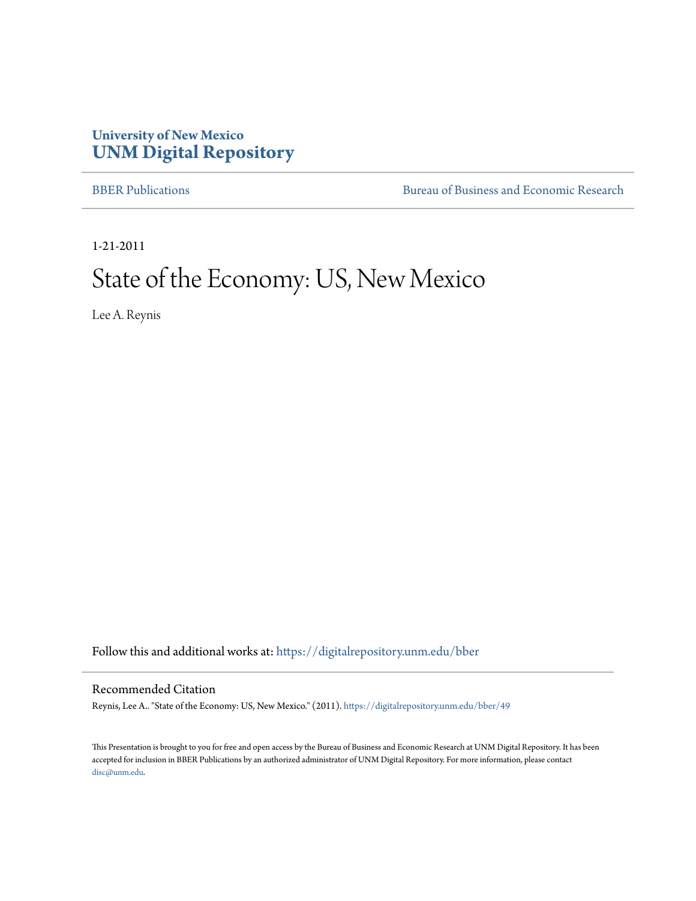University of New Mexico
**UNM Digital Repository**

BBER Publications | Bureau of Business and Economic Research

1-21-2011

# State of the Economy: US, New Mexico

Lee A. Reynis

Follow this and additional works at: https://digitalrepository.unm.edu/bber

## Recommended Citation

Reynis, Lee A.. "State of the Economy: US, New Mexico." (2011). https://digitalrepository.unm.edu/bber/49

This Presentation is brought to you for free and open access by the Bureau of Business and Economic Research at UNM Digital Repository. It has been accepted for inclusion in BBER Publications by an authorized administrator of UNM Digital Repository. For more information, please contact disc@unm.edu.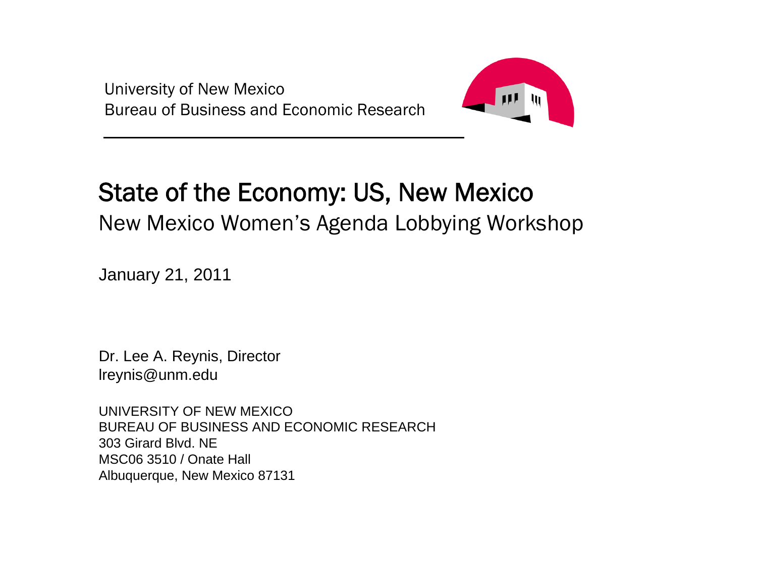University of New Mexico
Bureau of Business and Economic Research

# State of the Economy: US, New Mexico

## New Mexico Women's Agenda Lobbying Workshop

January 21, 2011

Dr. Lee A. Reynis, Director
lreynis@unm.edu

UNIVERSITY OF NEW MEXICO
BUREAU OF BUSINESS AND ECONOMIC RESEARCH
303 Girard Blvd. NE
MSC06 3510 / Onate Hall
Albuquerque, New Mexico 87131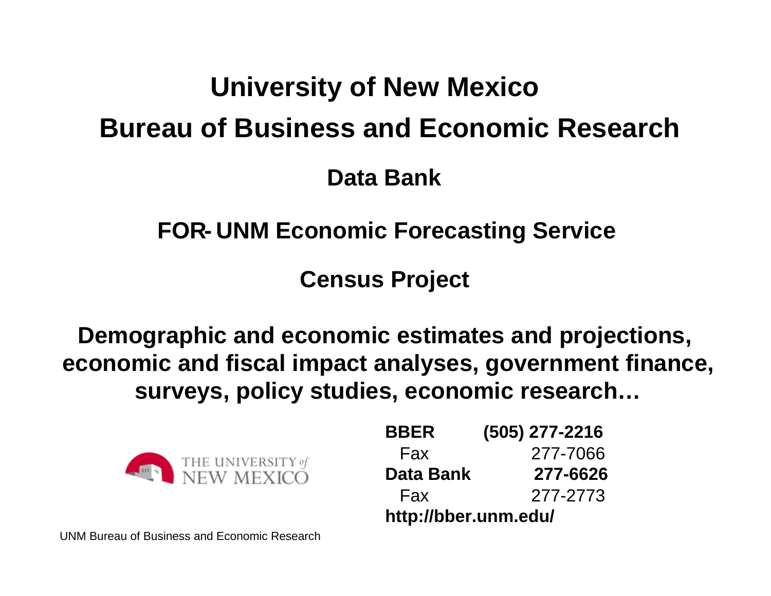# University of New Mexico

# Bureau of Business and Economic Research

## Data Bank

## FOR- UNM Economic Forecasting Service

## Census Project

**Demographic and economic estimates and projections, economic and fiscal impact analyses, government finance, surveys, policy studies, economic research…**

THE UNIVERSITY *of* NEW MEXICO

**BBER** **(505) 277-2216**
Fax 277-7066
**Data Bank** **277-6626**
Fax 277-2773
**http://bber.unm.edu/**

UNM Bureau of Business and Economic Research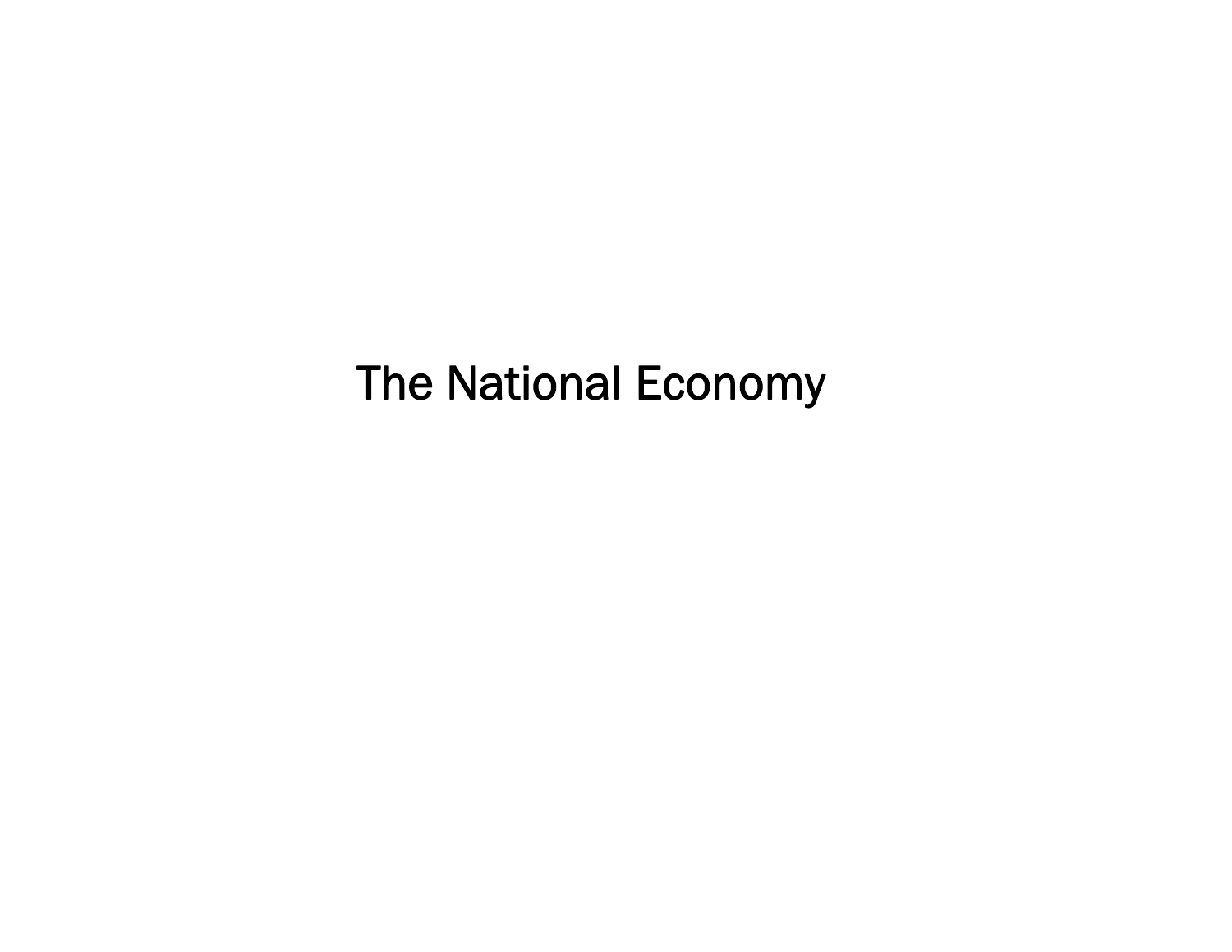# The National Economy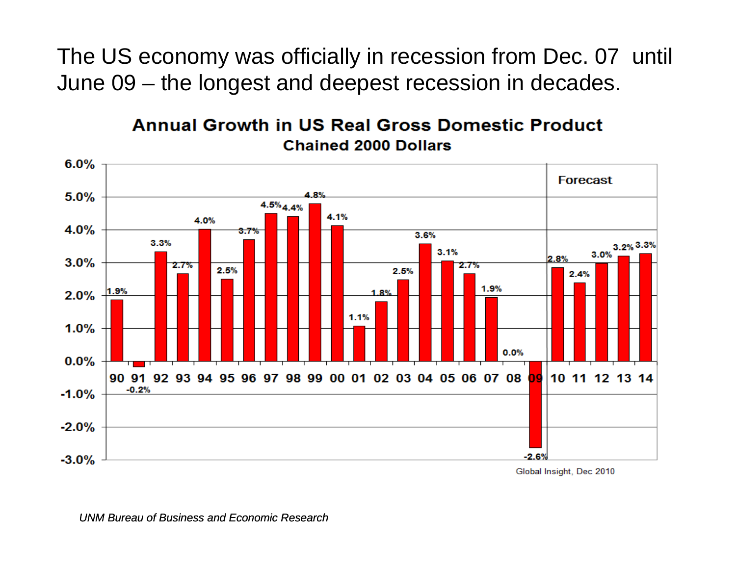The US economy was officially in recession from Dec. 07 until June 09 – the longest and deepest recession in decades.

**Annual Growth in US Real Gross Domestic Product**
**Chained 2000 Dollars**

| Year | Growth |
| --- | --- |
| 90 | 1.9% |
| 91 | -0.2% |
| 92 | 3.3% |
| 93 | 2.7% |
| 94 | 4.0% |
| 95 | 2.5% |
| 96 | 3.7% |
| 97 | 4.5% |
| 98 | 4.4% |
| 99 | 4.8% |
| 00 | 4.1% |
| 01 | 1.1% |
| 02 | 1.8% |
| 03 | 2.5% |
| 04 | 3.6% |
| 05 | 3.1% |
| 06 | 2.7% |
| 07 | 1.9% |
| 08 | 0.0% |
| 09 | -2.6% |
| 10 (Forecast) | 2.8% |
| 11 (Forecast) | 2.4% |
| 12 (Forecast) | 3.0% |
| 13 (Forecast) | 3.2% |
| 14 (Forecast) | 3.3% |

Global Insight, Dec 2010

*UNM Bureau of Business and Economic Research*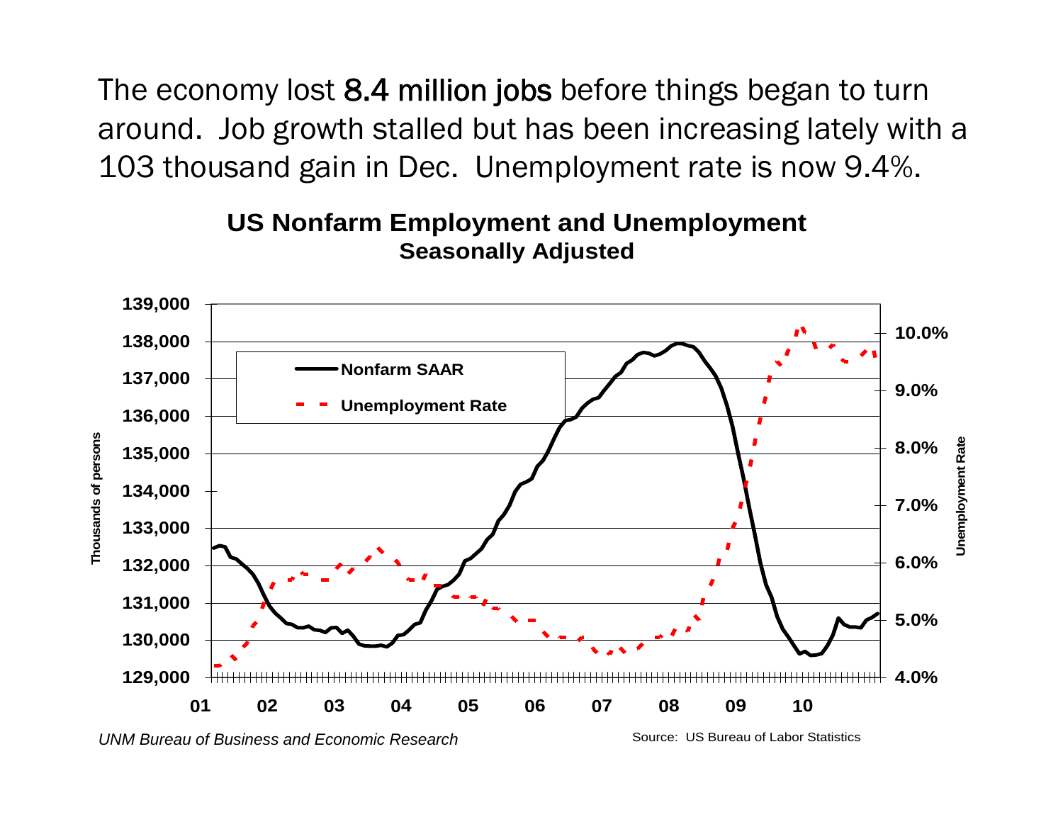The economy lost **8.4 million jobs** before things began to turn around. Job growth stalled but has been increasing lately with a 103 thousand gain in Dec. Unemployment rate is now 9.4%.

**US Nonfarm Employment and Unemployment**
**Seasonally Adjusted**

*UNM Bureau of Business and Economic Research*

Source: US Bureau of Labor Statistics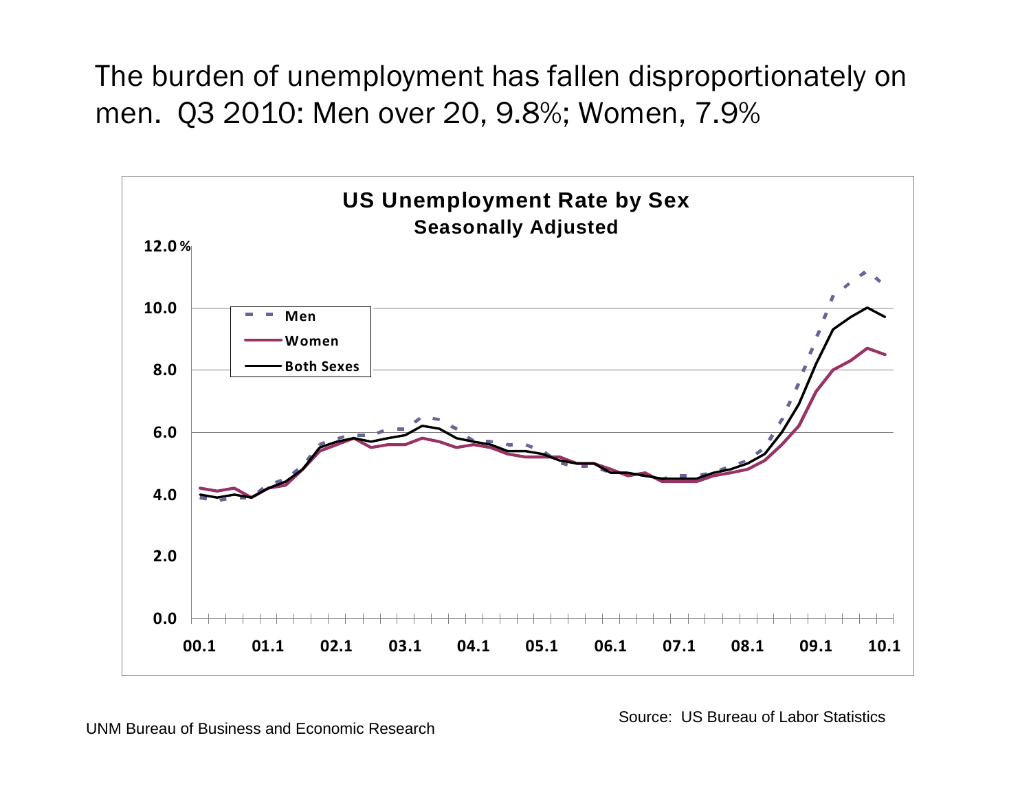The burden of unemployment has fallen disproportionately on men. Q3 2010: Men over 20, 9.8%; Women, 7.9%

**US Unemployment Rate by Sex**
**Seasonally Adjusted**

Source: US Bureau of Labor Statistics

UNM Bureau of Business and Economic Research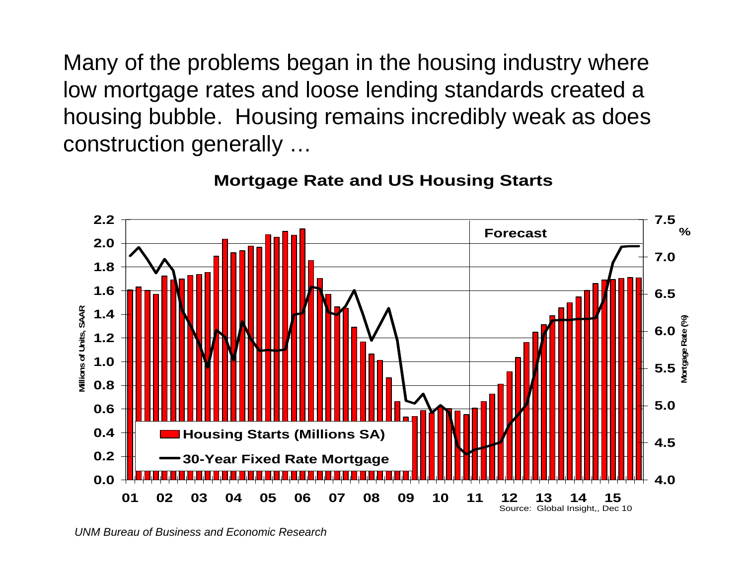Many of the problems began in the housing industry where low mortgage rates and loose lending standards created a housing bubble. Housing remains incredibly weak as does construction generally …

**Mortgage Rate and US Housing Starts**

Source: Global Insight,, Dec 10

*UNM Bureau of Business and Economic Research*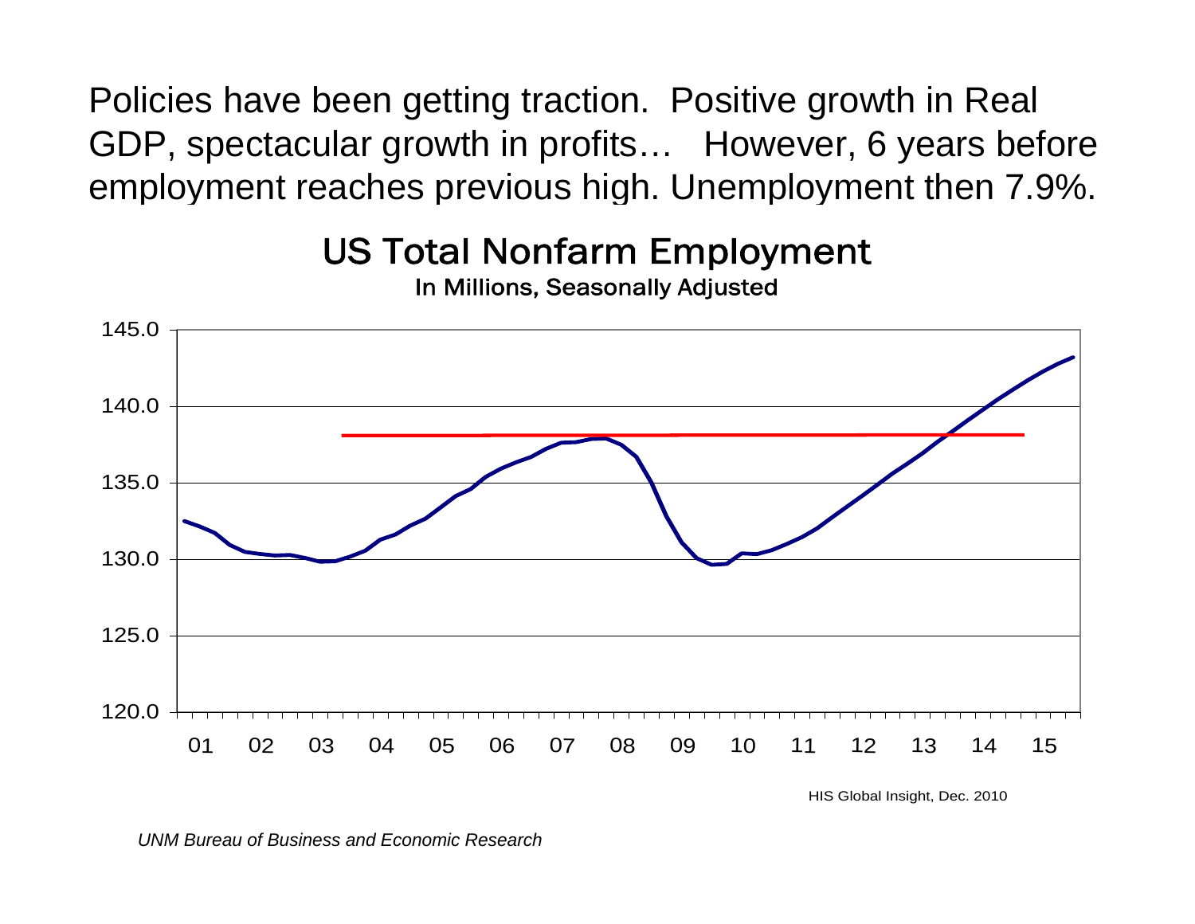Policies have been getting traction. Positive growth in Real GDP, spectacular growth in profits… However, 6 years before employment reaches previous high. Unemployment then 7.9%.

**US Total Nonfarm Employment**

**In Millions, Seasonally Adjusted**

145.0
140.0
135.0
130.0
125.0
120.0

01 02 03 04 05 06 07 08 09 10 11 12 13 14 15

HIS Global Insight, Dec. 2010

*UNM Bureau of Business and Economic Research*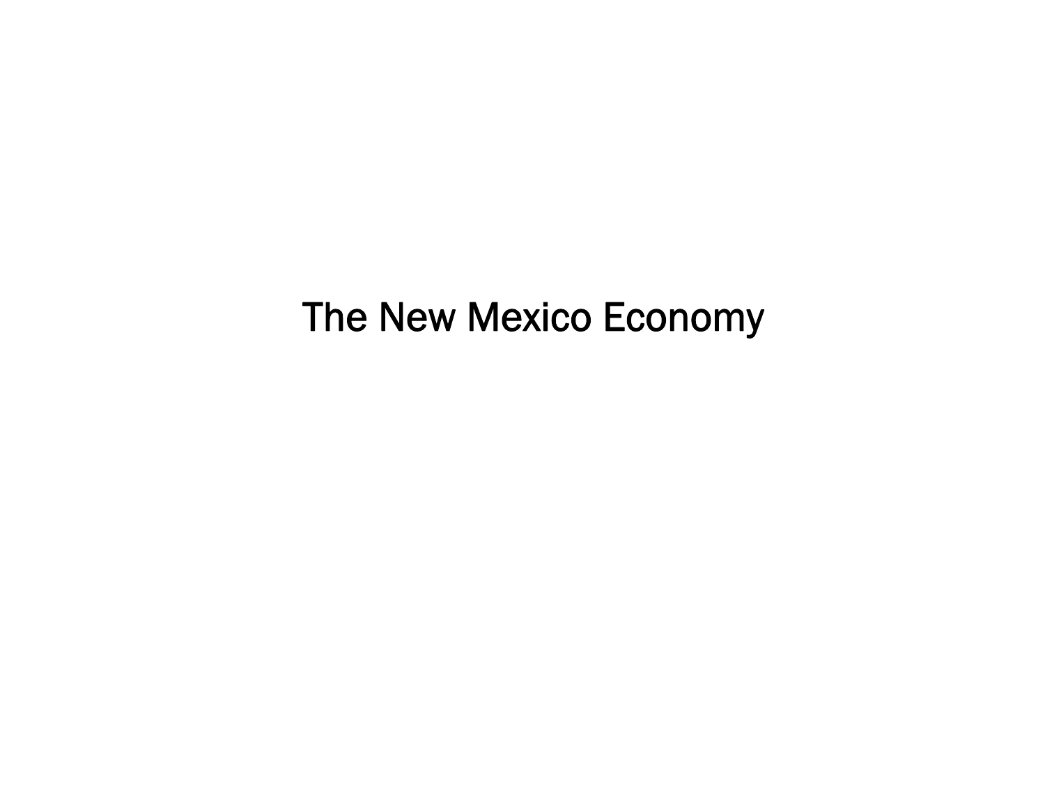# The New Mexico Economy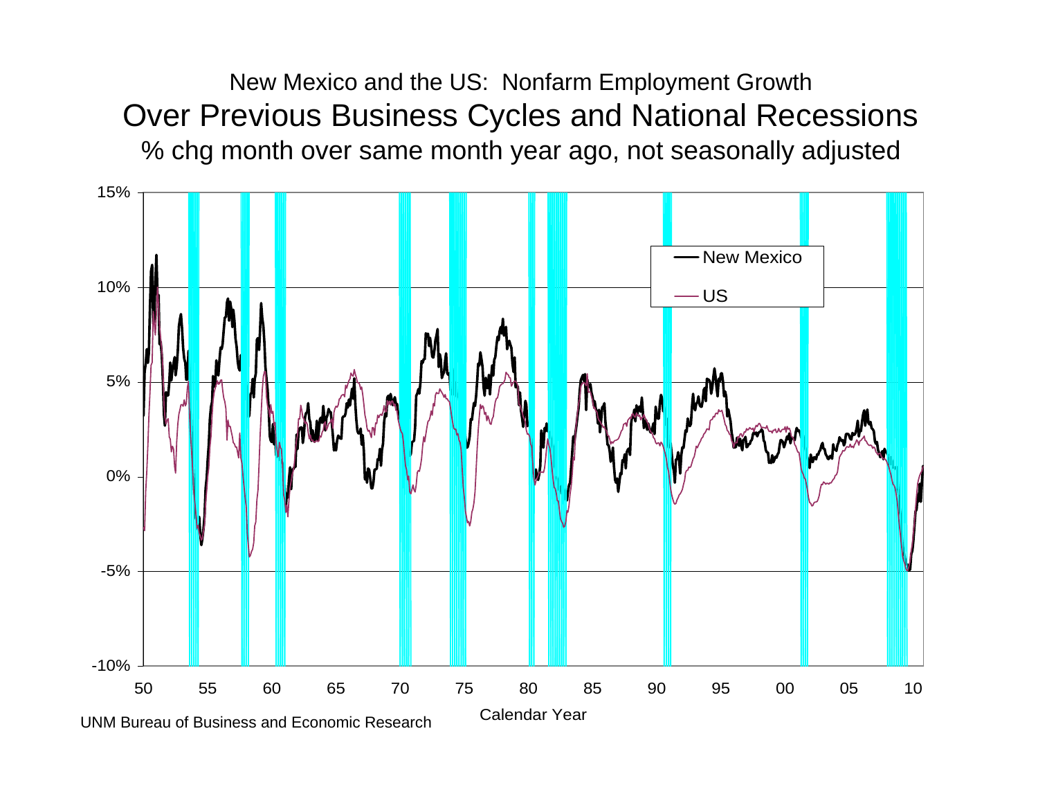New Mexico and the US: Nonfarm Employment Growth

# Over Previous Business Cycles and National Recessions

% chg month over same month year ago, not seasonally adjusted

UNM Bureau of Business and Economic Research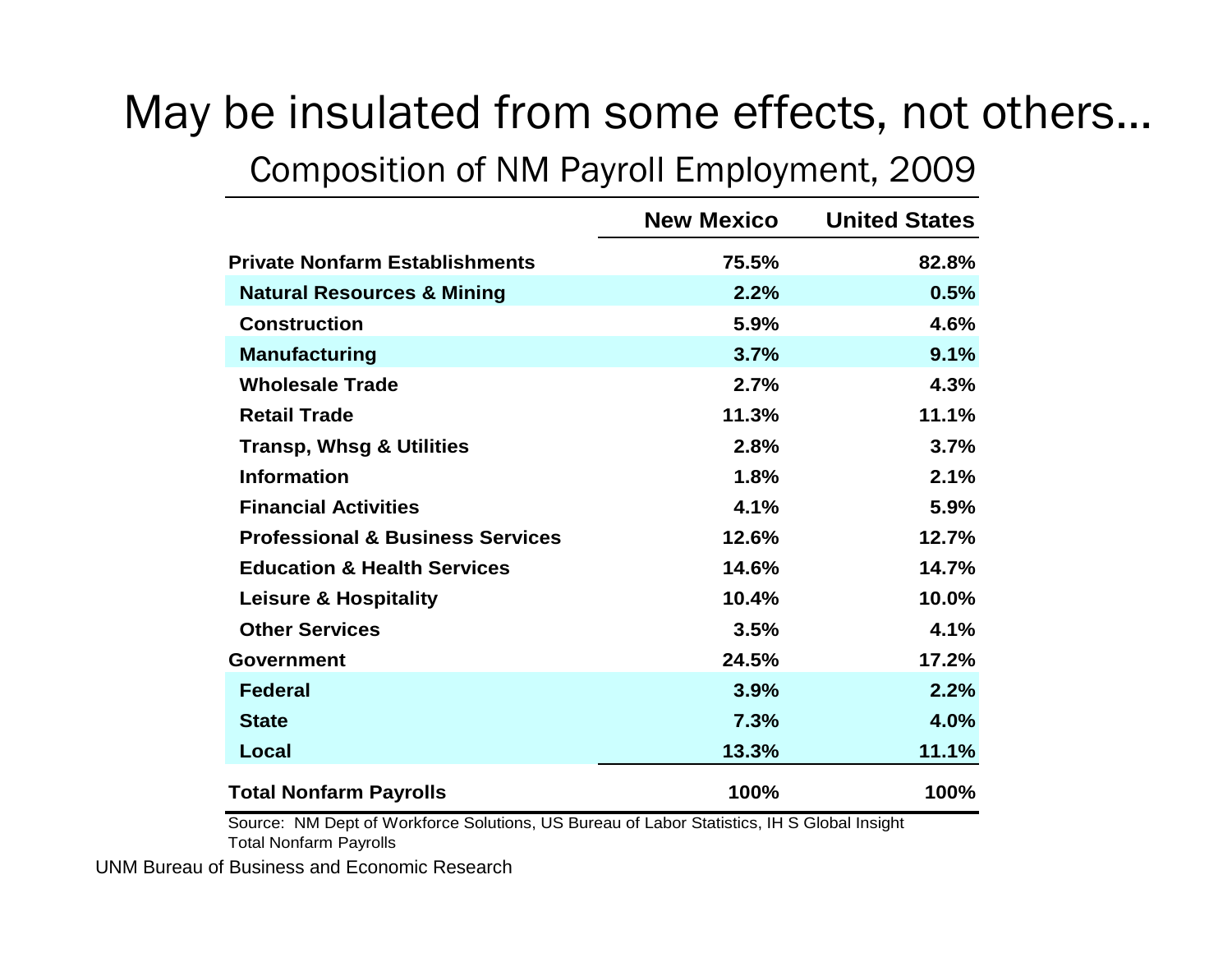# May be insulated from some effects, not others...

## Composition of NM Payroll Employment, 2009

| | New Mexico | United States |
|---|---|---|
| **Private Nonfarm Establishments** | **75.5%** | **82.8%** |
| Natural Resources & Mining | 2.2% | 0.5% |
| Construction | 5.9% | 4.6% |
| Manufacturing | 3.7% | 9.1% |
| Wholesale Trade | 2.7% | 4.3% |
| Retail Trade | 11.3% | 11.1% |
| Transp, Whsg & Utilities | 2.8% | 3.7% |
| Information | 1.8% | 2.1% |
| Financial Activities | 4.1% | 5.9% |
| Professional & Business Services | 12.6% | 12.7% |
| Education & Health Services | 14.6% | 14.7% |
| Leisure & Hospitality | 10.4% | 10.0% |
| Other Services | 3.5% | 4.1% |
| **Government** | **24.5%** | **17.2%** |
| Federal | 3.9% | 2.2% |
| State | 7.3% | 4.0% |
| Local | 13.3% | 11.1% |
| **Total Nonfarm Payrolls** | **100%** | **100%** |

Source: NM Dept of Workforce Solutions, US Bureau of Labor Statistics, IH S Global Insight
Total Nonfarm Payrolls

UNM Bureau of Business and Economic Research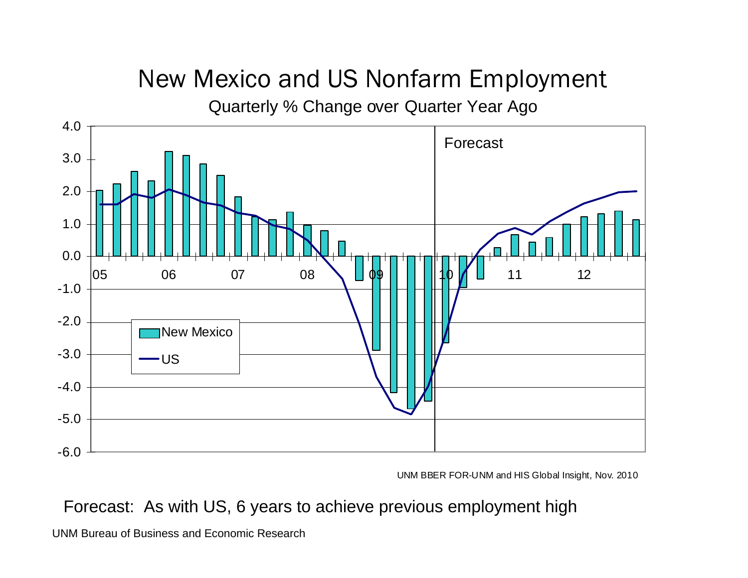# New Mexico and US Nonfarm Employment

Quarterly % Change over Quarter Year Ago

UNM BBER FOR-UNM and HIS Global Insight, Nov. 2010

Forecast: As with US, 6 years to achieve previous employment high

UNM Bureau of Business and Economic Research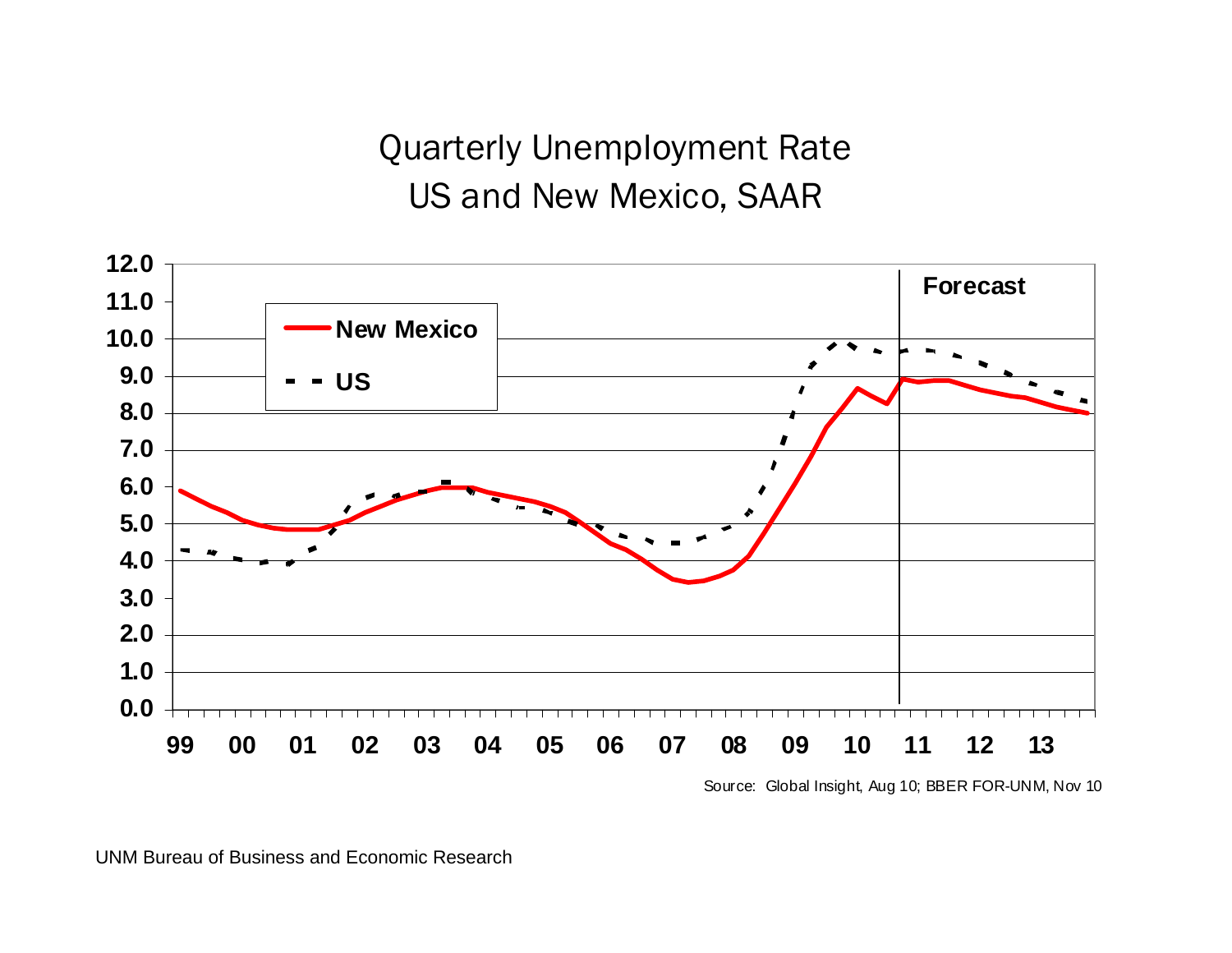# Quarterly Unemployment Rate
## US and New Mexico, SAAR

Source: Global Insight, Aug 10; BBER FOR-UNM, Nov 10

UNM Bureau of Business and Economic Research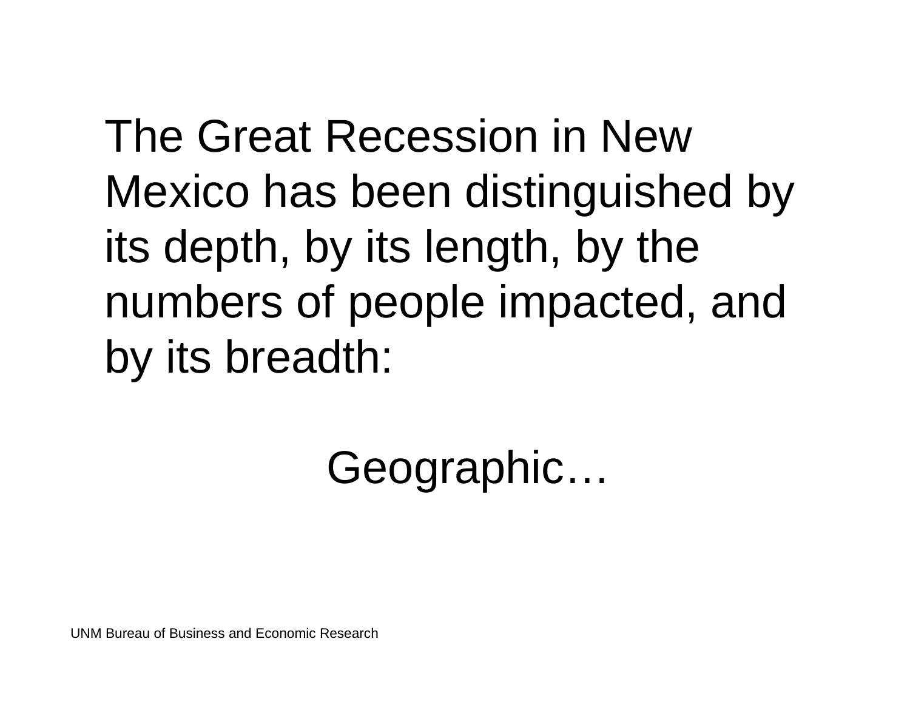The Great Recession in New Mexico has been distinguished by its depth, by its length, by the numbers of people impacted, and by its breadth:

Geographic…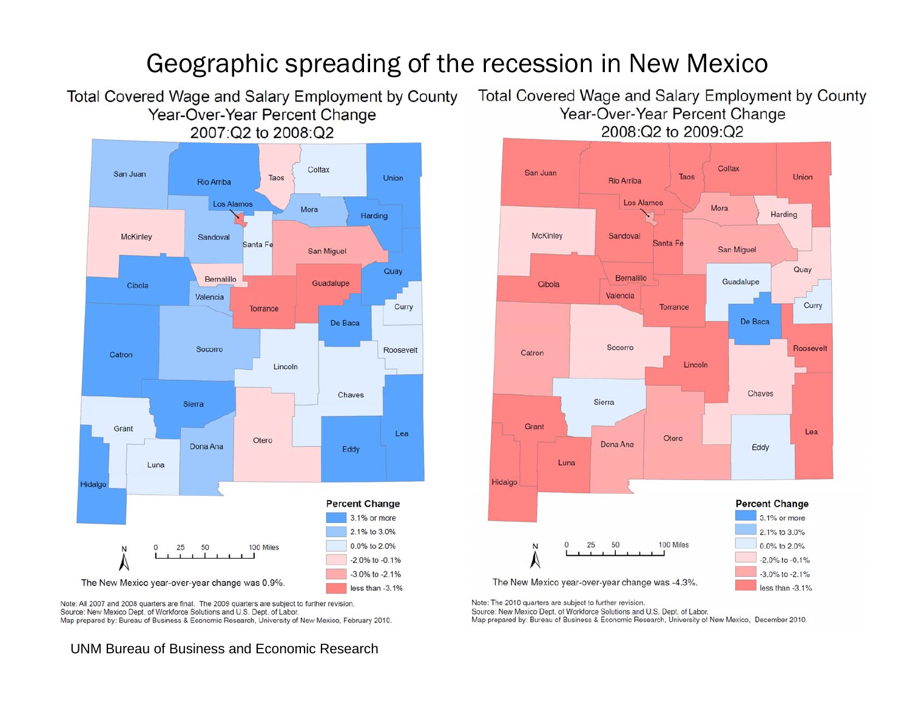# Geographic spreading of the recession in New Mexico

## Total Covered Wage and Salary Employment by County Year-Over-Year Percent Change 2007:Q2 to 2008:Q2

Percent Change
- 3.1% or more
- 2.1% to 3.0%
- 0.0% to 2.0%
- -2.0% to -0.1%
- -3.0% to -2.1%
- less than -3.1%

The New Mexico year-over-year change was 0.9%.

Note: All 2007 and 2008 quarters are final. The 2009 quarters are subject to further revision.
Source: New Mexico Dept. of Workforce Solutions and U.S. Dept. of Labor.
Map prepared by: Bureau of Business & Economic Research, University of New Mexico, February 2010.

## Total Covered Wage and Salary Employment by County Year-Over-Year Percent Change 2008:Q2 to 2009:Q2

Percent Change
- 3.1% or more
- 2.1% to 3.0%
- 0.0% to 2.0%
- -2.0% to -0.1%
- -3.0% to -2.1%
- less than -3.1%

The New Mexico year-over-year change was -4.3%.

Note: The 2010 quarters are subject to further revision.
Source: New Mexico Dept. of Workforce Solutions and U.S. Dept. of Labor.
Map prepared by: Bureau of Business & Economic Research, University of New Mexico, December 2010.

UNM Bureau of Business and Economic Research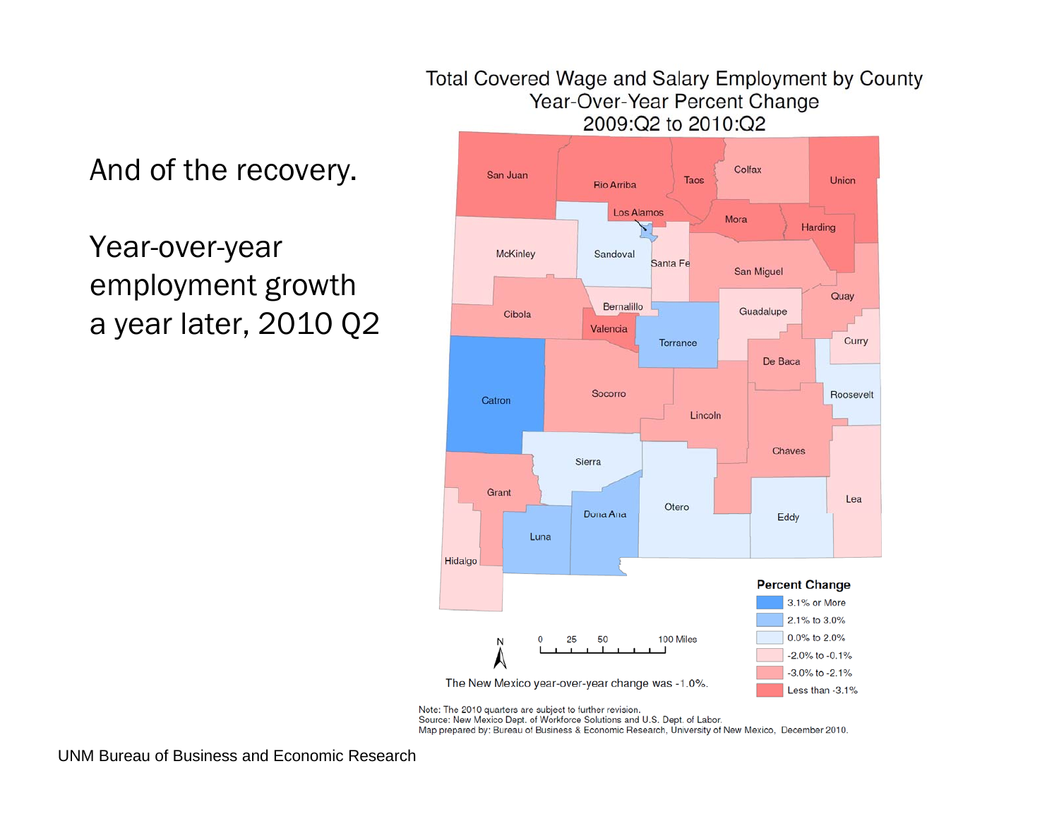And of the recovery.

Year-over-year employment growth a year later, 2010 Q2

Total Covered Wage and Salary Employment by County
Year-Over-Year Percent Change
2009:Q2 to 2010:Q2

San Juan, Rio Arriba, Taos, Colfax, Union, Los Alamos, Mora, Harding, McKinley, Sandoval, Santa Fe, San Miguel, Quay, Bernalillo, Guadalupe, Cibola, Valencia, Torrance, Curry, De Baca, Catron, Socorro, Roosevelt, Lincoln, Chaves, Sierra, Grant, Dona Ana, Otero, Lea, Eddy, Luna, Hidalgo

Percent Change
- 3.1% or More
- 2.1% to 3.0%
- 0.0% to 2.0%
- -2.0% to -0.1%
- -3.0% to -2.1%
- Less than -3.1%

N

0 25 50 100 Miles

The New Mexico year-over-year change was -1.0%.

Note: The 2010 quarters are subject to further revision.
Source: New Mexico Dept. of Workforce Solutions and U.S. Dept. of Labor.
Map prepared by: Bureau of Business & Economic Research, University of New Mexico, December 2010.

UNM Bureau of Business and Economic Research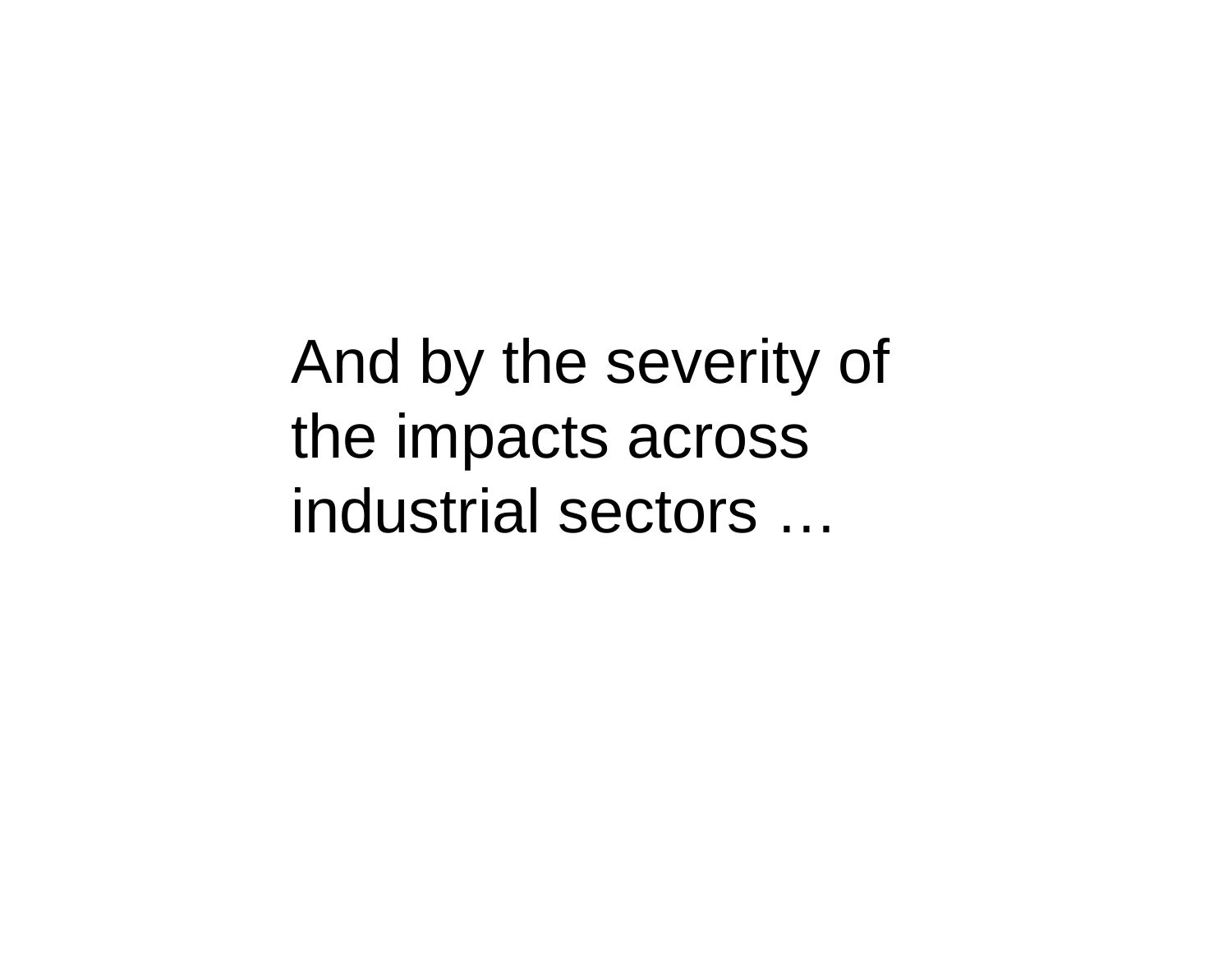And by the severity of the impacts across industrial sectors …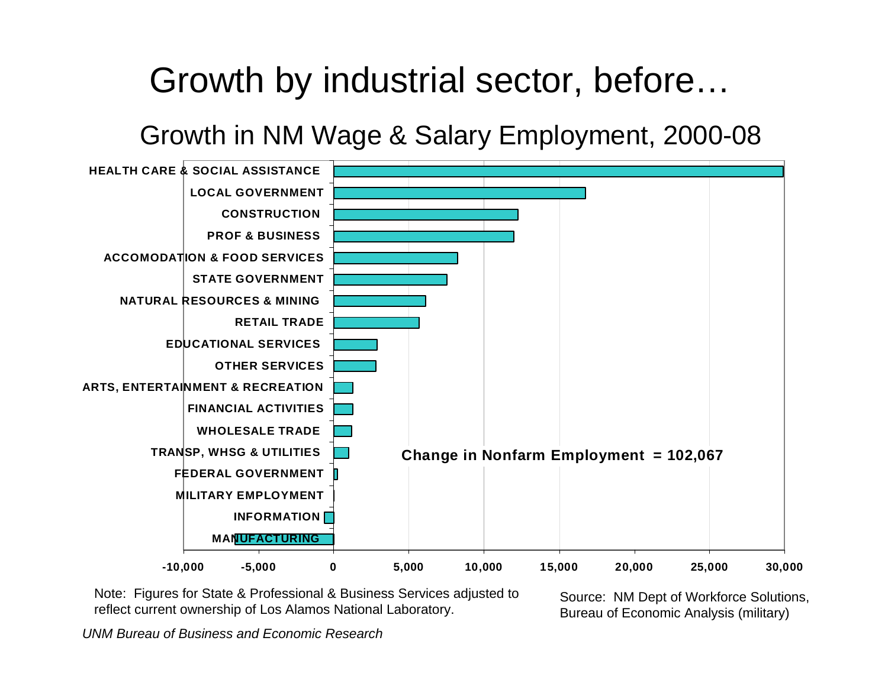# Growth by industrial sector, before…

## Growth in NM Wage & Salary Employment, 2000-08

HEALTH CARE & SOCIAL ASSISTANCE
LOCAL GOVERNMENT
CONSTRUCTION
PROF & BUSINESS
ACCOMODATION & FOOD SERVICES
STATE GOVERNMENT
NATURAL RESOURCES & MINING
RETAIL TRADE
EDUCATIONAL SERVICES
OTHER SERVICES
ARTS, ENTERTAINMENT & RECREATION
FINANCIAL ACTIVITIES
WHOLESALE TRADE
TRANSP, WHSG & UTILITIES
FEDERAL GOVERNMENT
MILITARY EMPLOYMENT
INFORMATION
MANUFACTURING

**Change in Nonfarm Employment = 102,067**

-10,000 -5,000 0 5,000 10,000 15,000 20,000 25,000 30,000

Note: Figures for State & Professional & Business Services adjusted to reflect current ownership of Los Alamos National Laboratory.

Source: NM Dept of Workforce Solutions, Bureau of Economic Analysis (military)

*UNM Bureau of Business and Economic Research*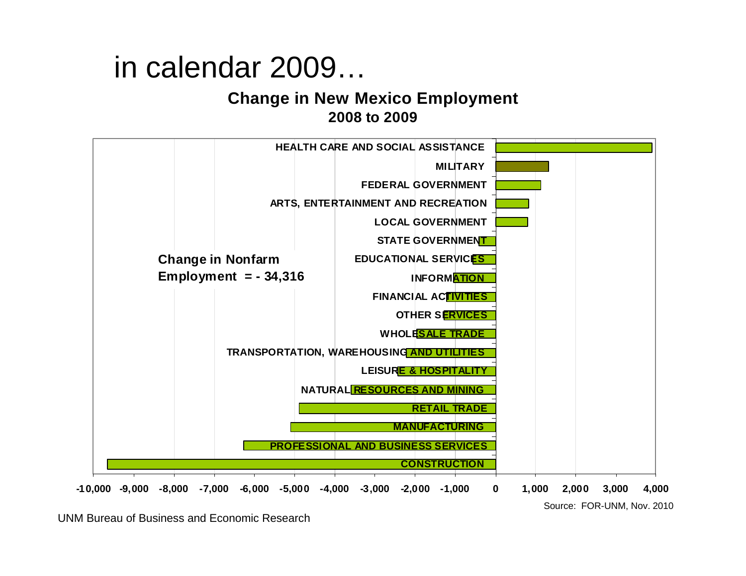# in calendar 2009…

## Change in New Mexico Employment
### 2008 to 2009

| Sector | Change (approx.) |
|---|---|
| HEALTH CARE AND SOCIAL ASSISTANCE | ~3,900 |
| MILITARY | ~1,300 |
| FEDERAL GOVERNMENT | ~1,100 |
| ARTS, ENTERTAINMENT AND RECREATION | ~800 |
| LOCAL GOVERNMENT | ~800 |
| STATE GOVERNMENT | ~-400 |
| EDUCATIONAL SERVICES | ~-600 |
| INFORMATION | ~-1,000 |
| FINANCIAL ACTIVITIES | ~-1,200 |
| OTHER SERVICES | ~-1,300 |
| WHOLESALE TRADE | ~-2,000 |
| TRANSPORTATION, WAREHOUSING AND UTILITIES | ~-2,200 |
| LEISURE & HOSPITALITY | ~-2,400 |
| NATURAL RESOURCES AND MINING | ~-3,600 |
| RETAIL TRADE | ~-4,900 |
| MANUFACTURING | ~-5,100 |
| PROFESSIONAL AND BUSINESS SERVICES | ~-6,300 |
| CONSTRUCTION | ~-9,700 |

**Change in Nonfarm Employment = - 34,316**

Source: FOR-UNM, Nov. 2010

UNM Bureau of Business and Economic Research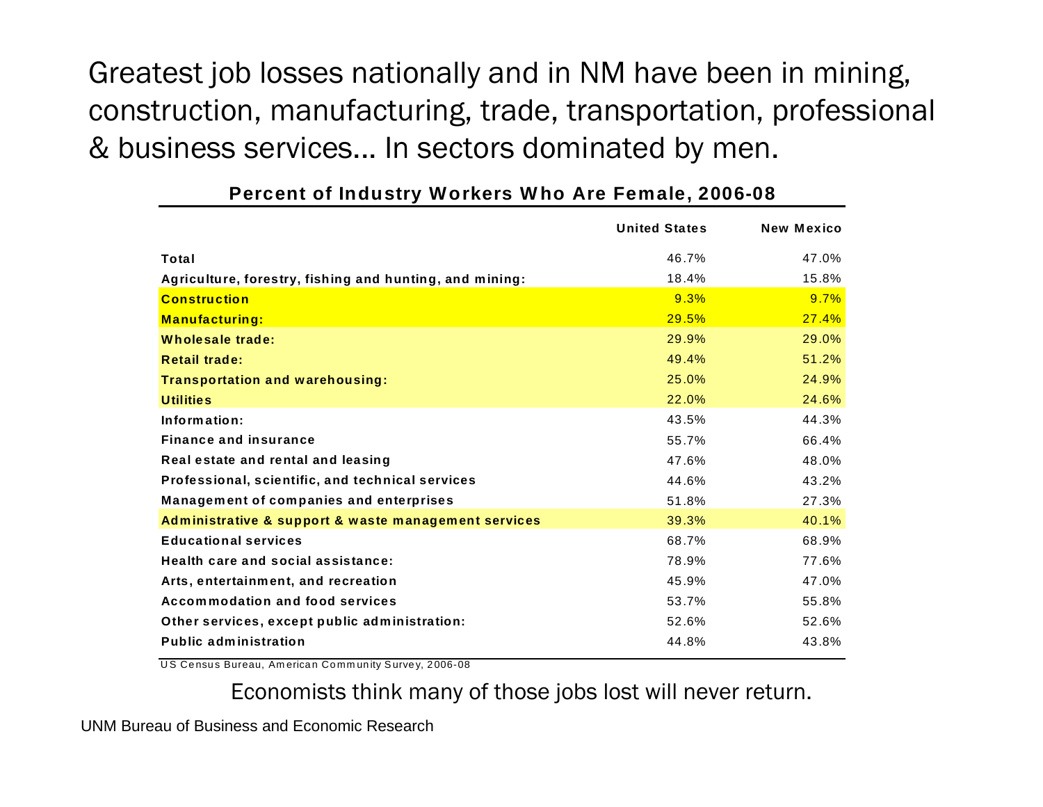Greatest job losses nationally and in NM have been in mining, construction, manufacturing, trade, transportation, professional & business services… In sectors dominated by men.

**Percent of Industry Workers Who Are Female, 2006-08**

| | United States | New Mexico |
|---|---|---|
| Total | 46.7% | 47.0% |
| Agriculture, forestry, fishing and hunting, and mining: | 18.4% | 15.8% |
| Construction | 9.3% | 9.7% |
| Manufacturing: | 29.5% | 27.4% |
| Wholesale trade: | 29.9% | 29.0% |
| Retail trade: | 49.4% | 51.2% |
| Transportation and warehousing: | 25.0% | 24.9% |
| Utilities | 22.0% | 24.6% |
| Information: | 43.5% | 44.3% |
| Finance and insurance | 55.7% | 66.4% |
| Real estate and rental and leasing | 47.6% | 48.0% |
| Professional, scientific, and technical services | 44.6% | 43.2% |
| Management of companies and enterprises | 51.8% | 27.3% |
| Administrative & support & waste management services | 39.3% | 40.1% |
| Educational services | 68.7% | 68.9% |
| Health care and social assistance: | 78.9% | 77.6% |
| Arts, entertainment, and recreation | 45.9% | 47.0% |
| Accommodation and food services | 53.7% | 55.8% |
| Other services, except public administration: | 52.6% | 52.6% |
| Public administration | 44.8% | 43.8% |

US Census Bureau, American Community Survey, 2006-08

Economists think many of those jobs lost will never return.

UNM Bureau of Business and Economic Research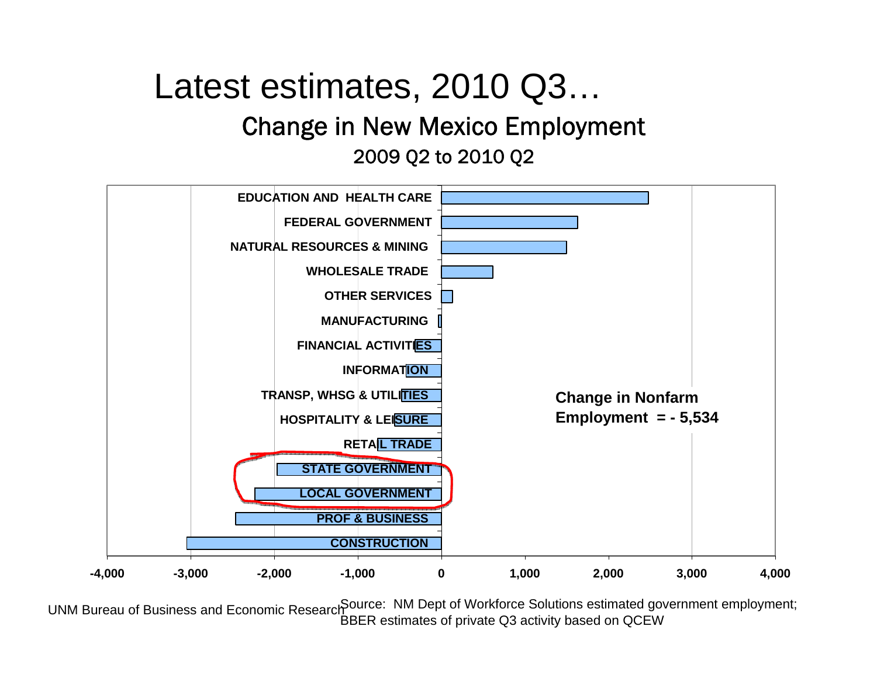# Latest estimates, 2010 Q3…

## Change in New Mexico Employment

2009 Q2 to 2010 Q2

EDUCATION AND HEALTH CARE

FEDERAL GOVERNMENT

NATURAL RESOURCES & MINING

WHOLESALE TRADE

OTHER SERVICES

MANUFACTURING

FINANCIAL ACTIVITIES

INFORMATION

TRANSP, WHSG & UTILITIES

HOSPITALITY & LEISURE

RETAIL TRADE

STATE GOVERNMENT

LOCAL GOVERNMENT

PROF & BUSINESS

CONSTRUCTION

-4,000 -3,000 -2,000 -1,000 0 1,000 2,000 3,000 4,000

**Change in Nonfarm Employment = - 5,534**

UNM Bureau of Business and Economic Research

Source: NM Dept of Workforce Solutions estimated government employment; BBER estimates of private Q3 activity based on QCEW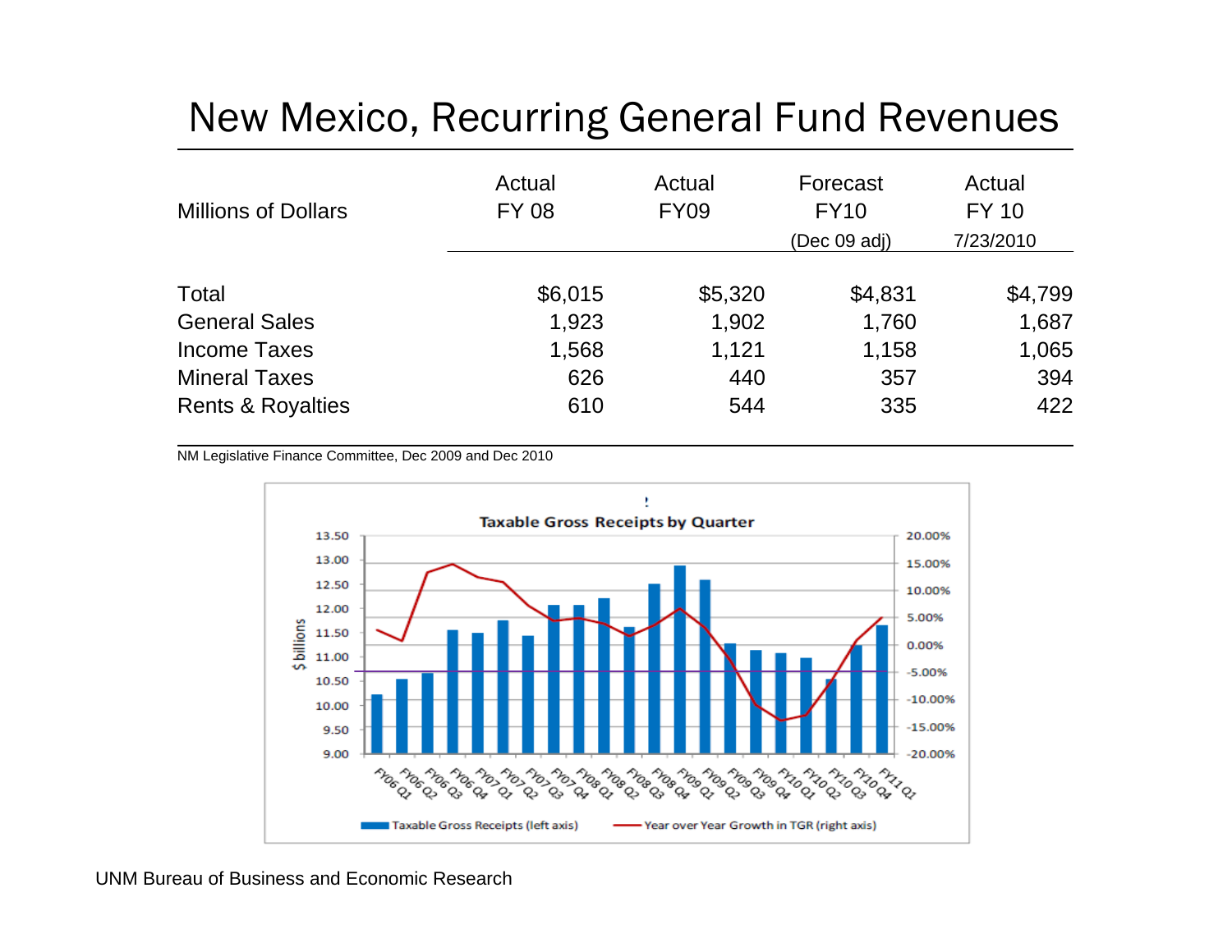# New Mexico, Recurring General Fund Revenues

| Millions of Dollars | Actual FY 08 | Actual FY09 | Forecast FY10 (Dec 09 adj) | Actual FY 10 7/23/2010 |
|---|---|---|---|---|
| Total | $6,015 | $5,320 | $4,831 | $4,799 |
| General Sales | 1,923 | 1,902 | 1,760 | 1,687 |
| Income Taxes | 1,568 | 1,121 | 1,158 | 1,065 |
| Mineral Taxes | 626 | 440 | 357 | 394 |
| Rents & Royalties | 610 | 544 | 335 | 422 |

NM Legislative Finance Committee, Dec 2009 and Dec 2010

**Taxable Gross Receipts by Quarter**

Legend: Taxable Gross Receipts (left axis); Year over Year Growth in TGR (right axis)

Left axis: $ billions (9.00 to 13.50). Right axis: -20.00% to 20.00%. Quarters: FY06 Q1 through FY11 Q1.

UNM Bureau of Business and Economic Research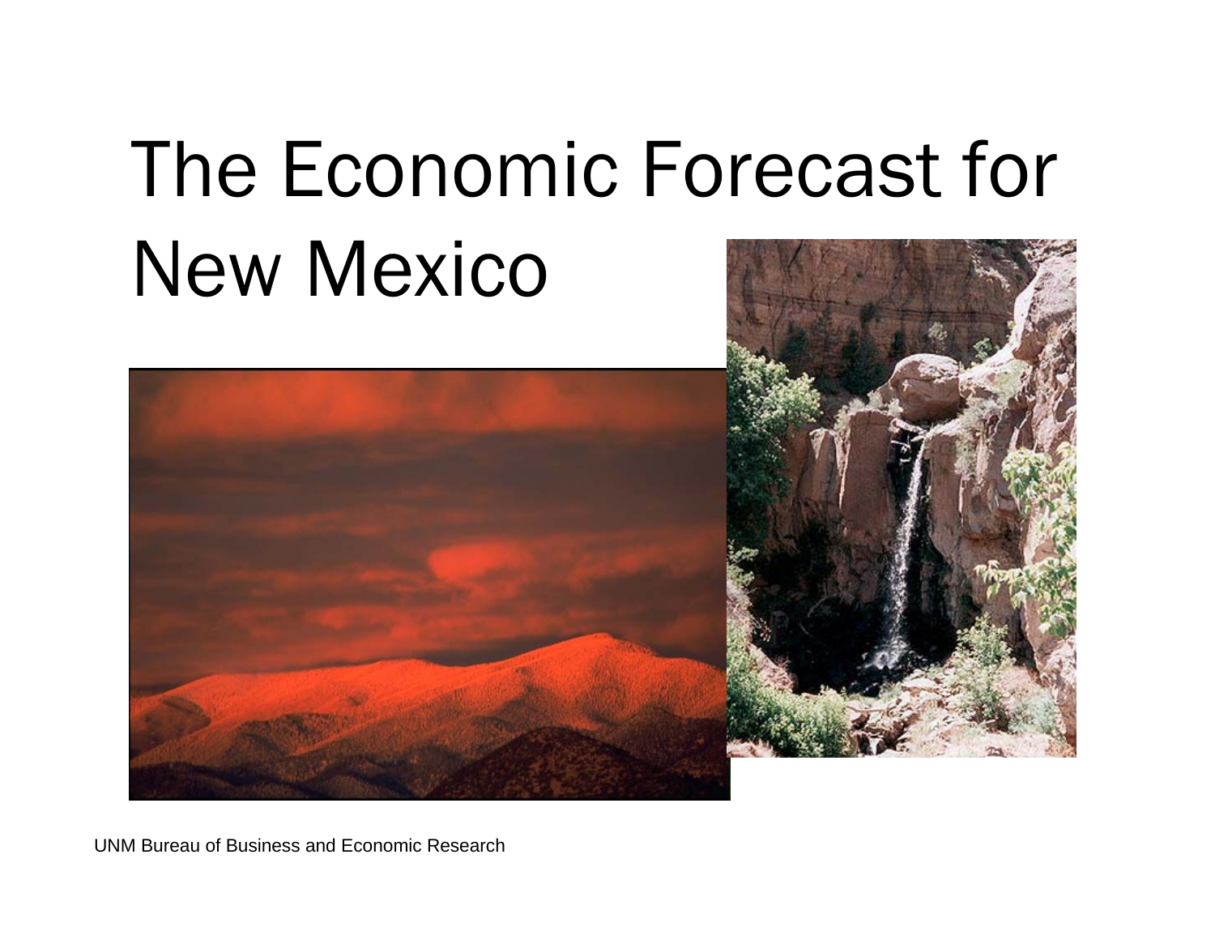# The Economic Forecast for New Mexico

UNM Bureau of Business and Economic Research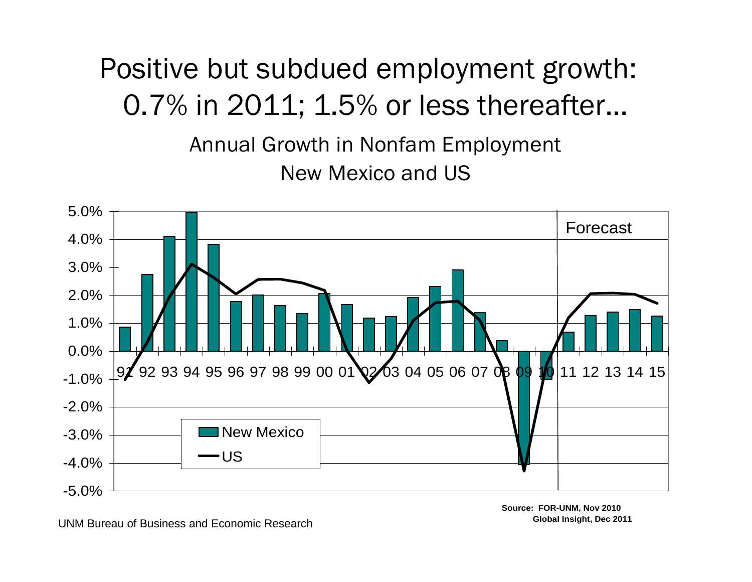# Positive but subdued employment growth: 0.7% in 2011; 1.5% or less thereafter…

## Annual Growth in Nonfam Employment
## New Mexico and US

Forecast

New Mexico

US

91 92 93 94 95 96 97 98 99 00 01 02 03 04 05 06 07 08 09 10 11 12 13 14 15

5.0% 4.0% 3.0% 2.0% 1.0% 0.0% -1.0% -2.0% -3.0% -4.0% -5.0%

**Source: FOR-UNM, Nov 2010**
**Global Insight, Dec 2011**

UNM Bureau of Business and Economic Research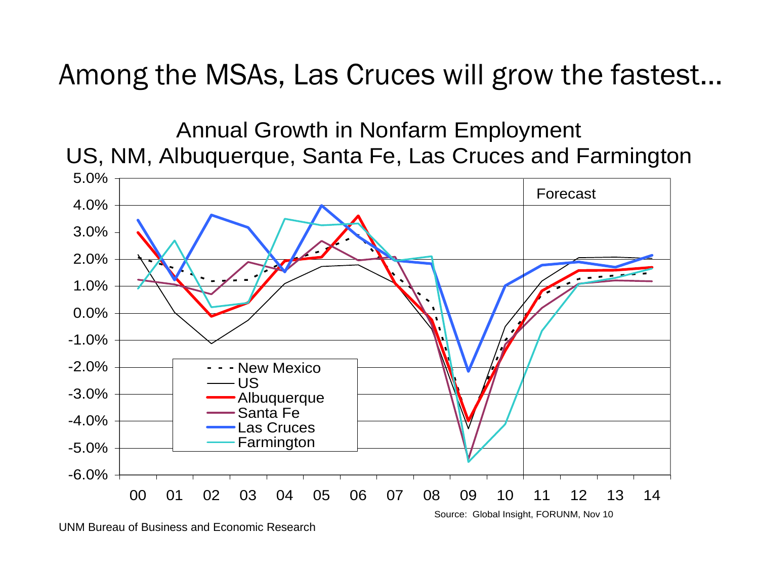# Among the MSAs, Las Cruces will grow the fastest…

Annual Growth in Nonfarm Employment
US, NM, Albuquerque, Santa Fe, Las Cruces and Farmington

Source: Global Insight, FORUNM, Nov 10

UNM Bureau of Business and Economic Research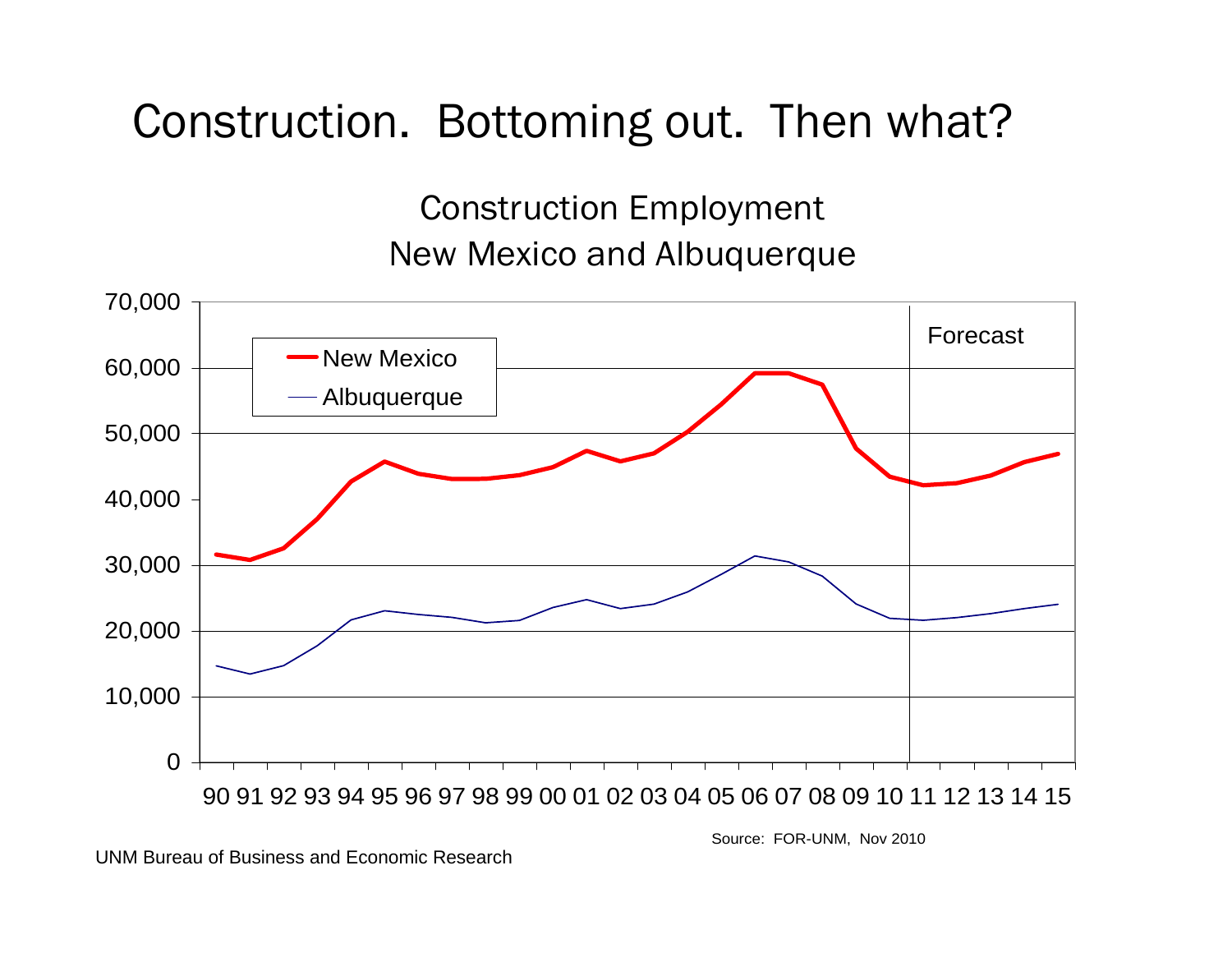# Construction. Bottoming out. Then what?

Construction Employment
New Mexico and Albuquerque

Source: FOR-UNM, Nov 2010

UNM Bureau of Business and Economic Research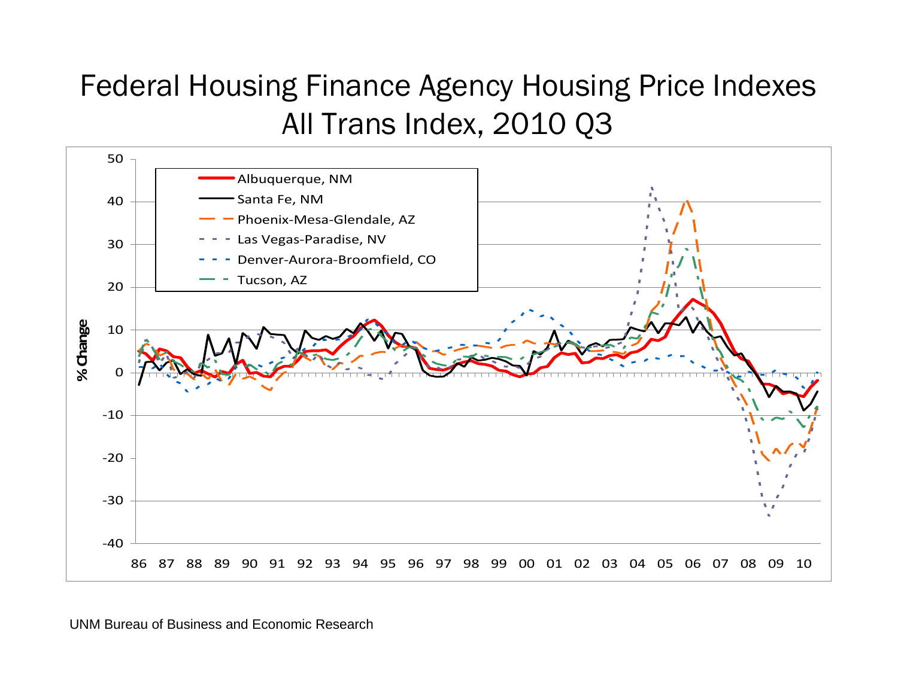# Federal Housing Finance Agency Housing Price Indexes
# All Trans Index, 2010 Q3

% Change

Albuquerque, NM
Santa Fe, NM
Phoenix-Mesa-Glendale, AZ
Las Vegas-Paradise, NV
Denver-Aurora-Broomfield, CO
Tucson, AZ

50, 40, 30, 20, 10, 0, -10, -20, -30, -40

86 87 88 89 90 91 92 93 94 95 96 97 98 99 00 01 02 03 04 05 06 07 08 09 10

UNM Bureau of Business and Economic Research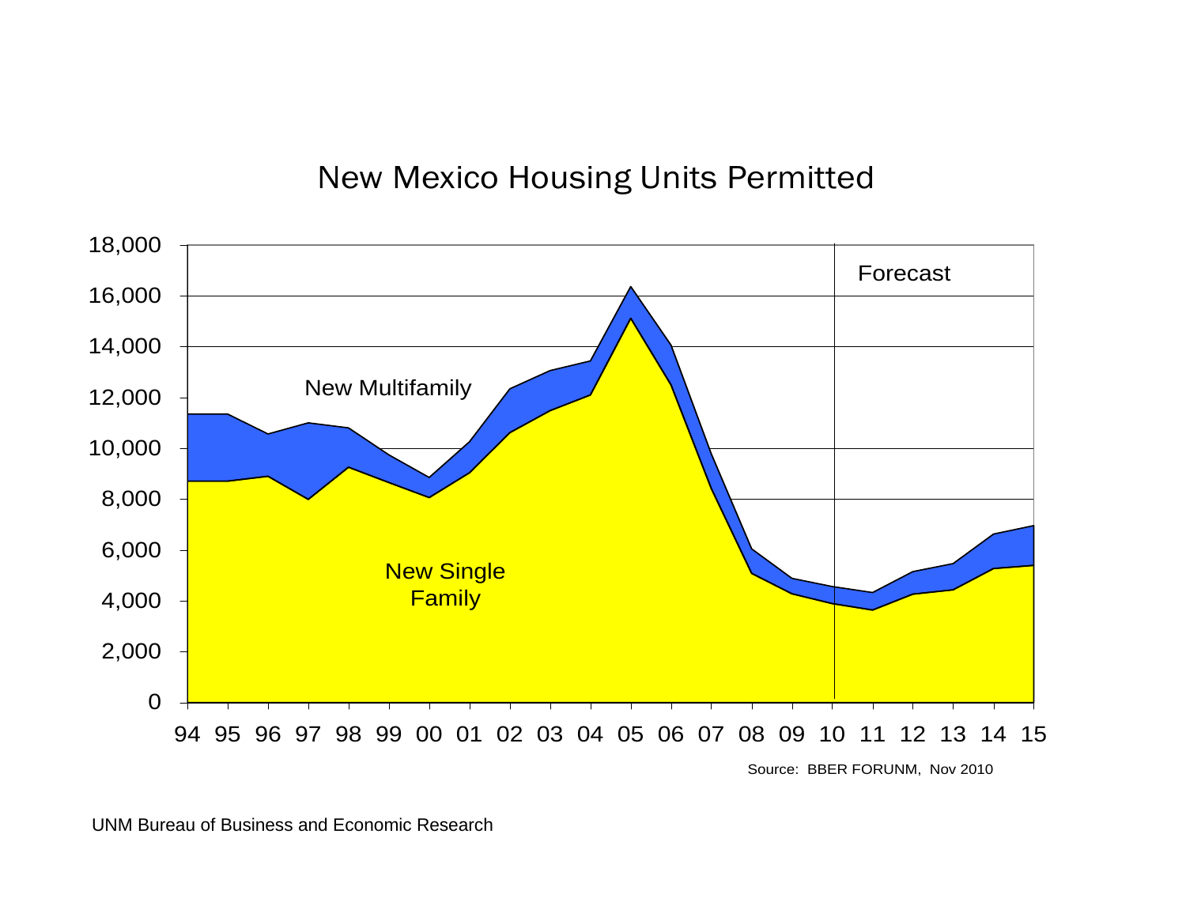# New Mexico Housing Units Permitted

New Multifamily

New Single Family

Forecast

Source: BBER FORUNM, Nov 2010

UNM Bureau of Business and Economic Research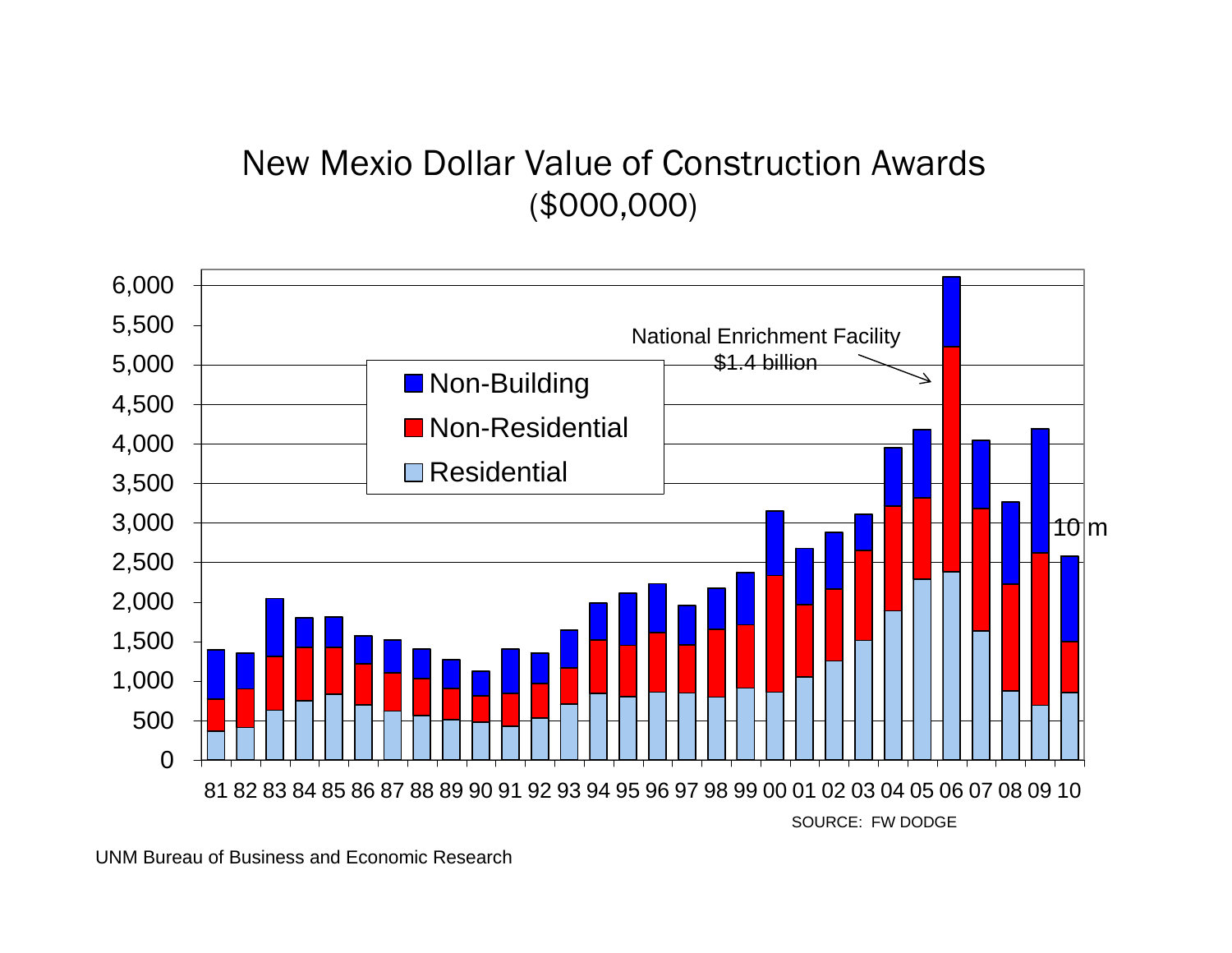# New Mexio Dollar Value of Construction Awards
($000,000)

Legend: Non-Building, Non-Residential, Residential

National Enrichment Facility $1.4 billion

10 m

SOURCE: FW DODGE

UNM Bureau of Business and Economic Research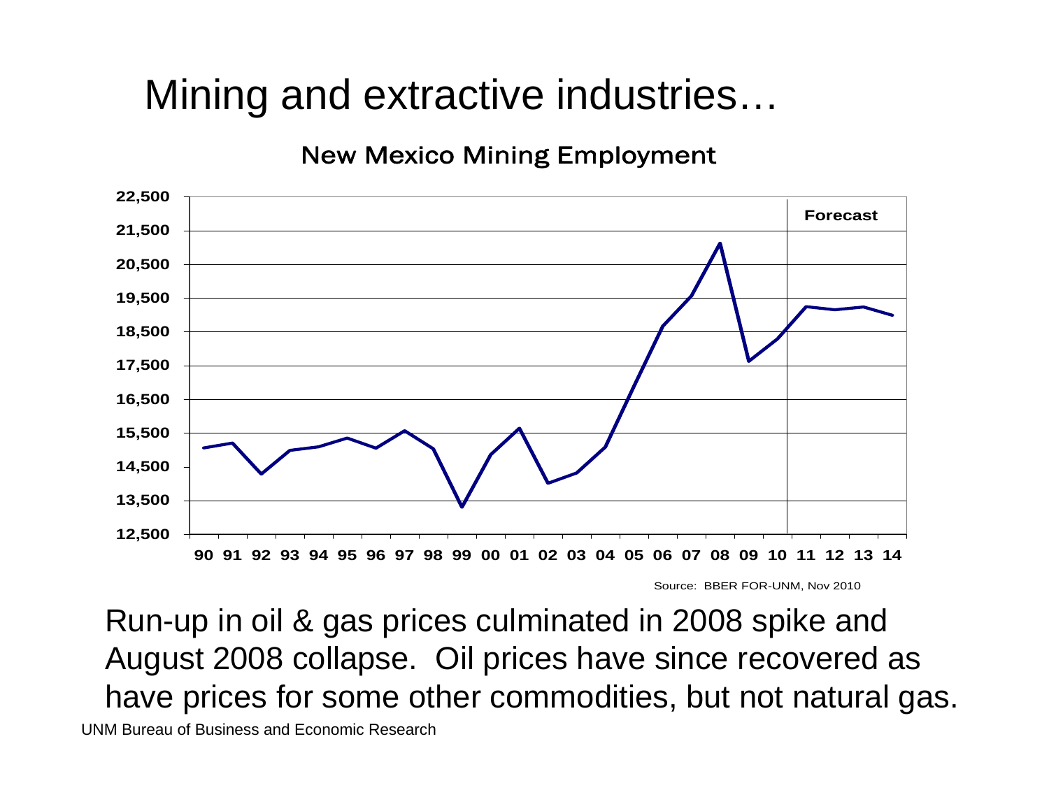# Mining and extractive industries…

**New Mexico Mining Employment**

Forecast

Source: BBER FOR-UNM, Nov 2010

Run-up in oil & gas prices culminated in 2008 spike and August 2008 collapse. Oil prices have since recovered as have prices for some other commodities, but not natural gas.

UNM Bureau of Business and Economic Research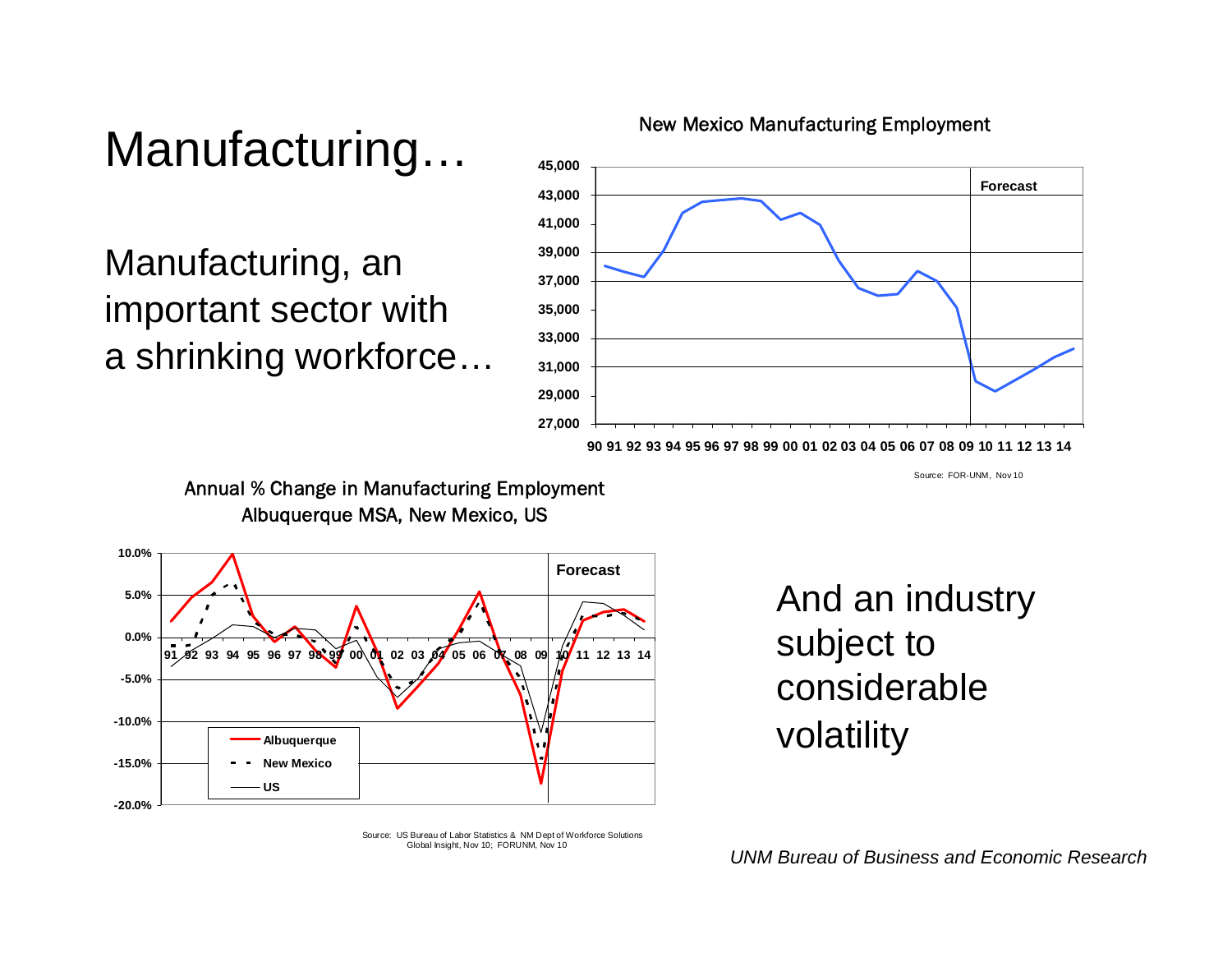# Manufacturing…

Manufacturing, an important sector with a shrinking workforce…

New Mexico Manufacturing Employment

Source: FOR-UNM, Nov 10

Annual % Change in Manufacturing Employment
Albuquerque MSA, New Mexico, US

Source: US Bureau of Labor Statistics & NM Dept of Workforce Solutions Global Insight, Nov 10; FORUNM, Nov 10

And an industry subject to considerable volatility

*UNM Bureau of Business and Economic Research*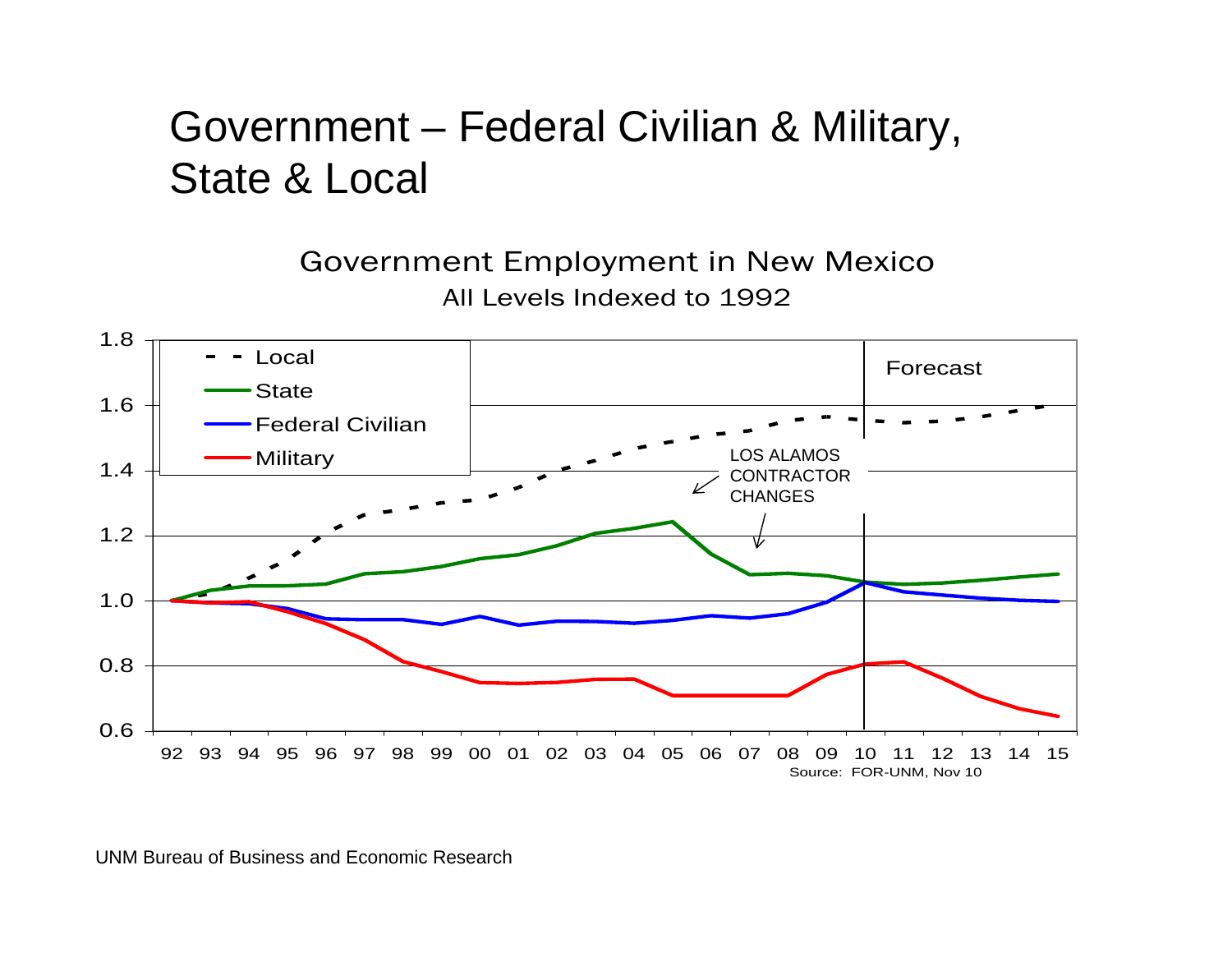# Government – Federal Civilian & Military, State & Local

Government Employment in New Mexico

All Levels Indexed to 1992

- Local
- State
- Federal Civilian
- Military

Forecast

LOS ALAMOS CONTRACTOR CHANGES

Source: FOR-UNM, Nov 10

UNM Bureau of Business and Economic Research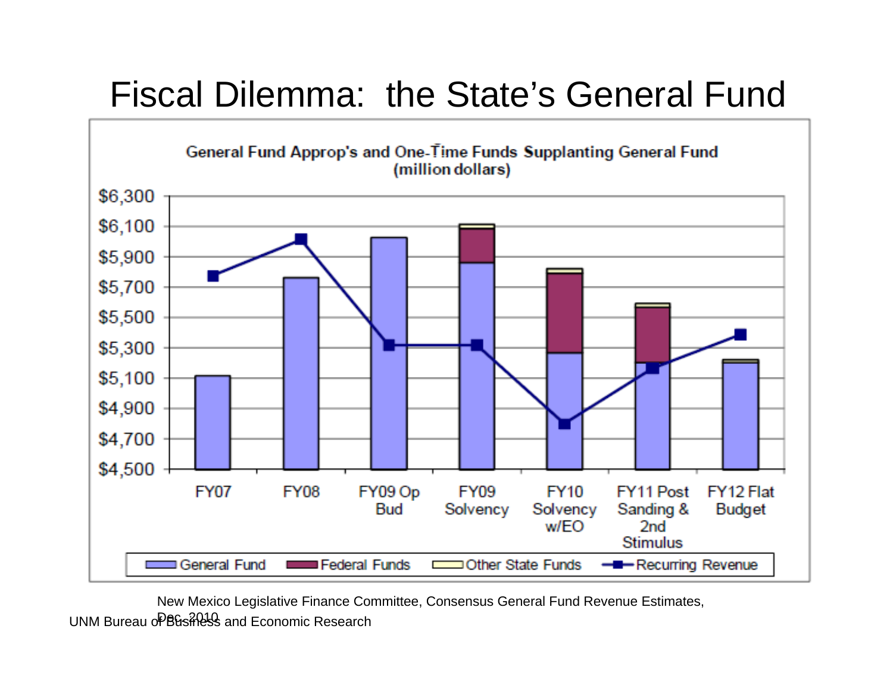# Fiscal Dilemma: the State's General Fund

**General Fund Approp's and One-Time Funds Supplanting General Fund (million dollars)**

| | FY07 | FY08 | FY09 Op Bud | FY09 Solvency | FY10 Solvency w/EO | FY11 Post Sanding & 2nd Stimulus | FY12 Flat Budget |
|---|---|---|---|---|---|---|---|
| General Fund | ~$5,110 | ~$5,760 | ~$6,020 | ~$5,860 | ~$5,260 | ~$5,200 | ~$5,200 |
| Federal Funds | | | | ~$220 | ~$530 | ~$370 | |
| Other State Funds | | | | ~$30 | ~$30 | ~$30 | ~$20 |
| Recurring Revenue | ~$5,770 | ~$6,010 | ~$5,320 | ~$5,320 | ~$4,800 | ~$5,170 | ~$5,390 |

New Mexico Legislative Finance Committee, Consensus General Fund Revenue Estimates, Dec. 2010

UNM Bureau of Business and Economic Research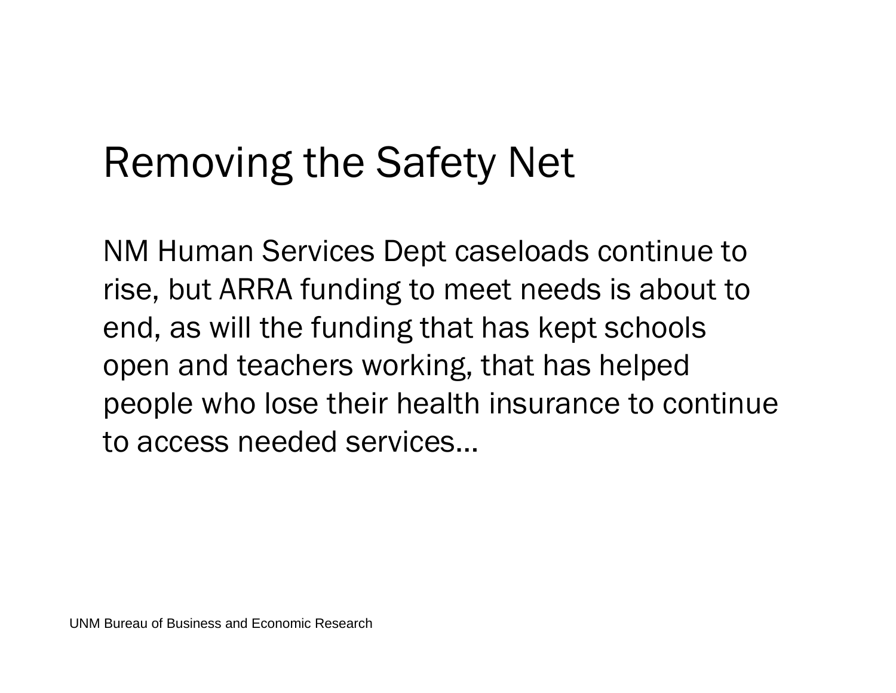# Removing the Safety Net

NM Human Services Dept caseloads continue to rise, but ARRA funding to meet needs is about to end, as will the funding that has kept schools open and teachers working, that has helped people who lose their health insurance to continue to access needed services…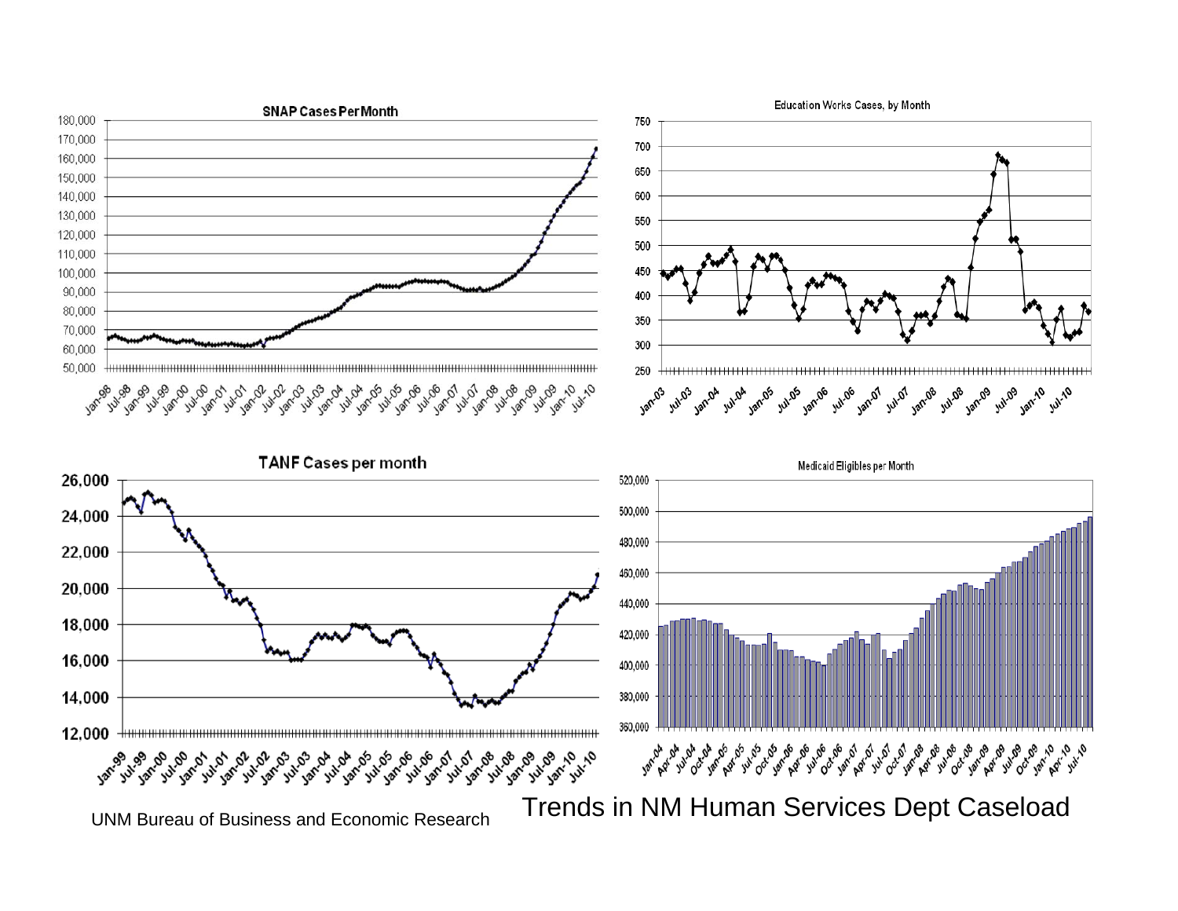# Trends in NM Human Services Dept Caseload

**SNAP Cases Per Month**

**Education Works Cases, by Month**

**TANF Cases per month**

**Medicaid Eligibles per Month**

UNM Bureau of Business and Economic Research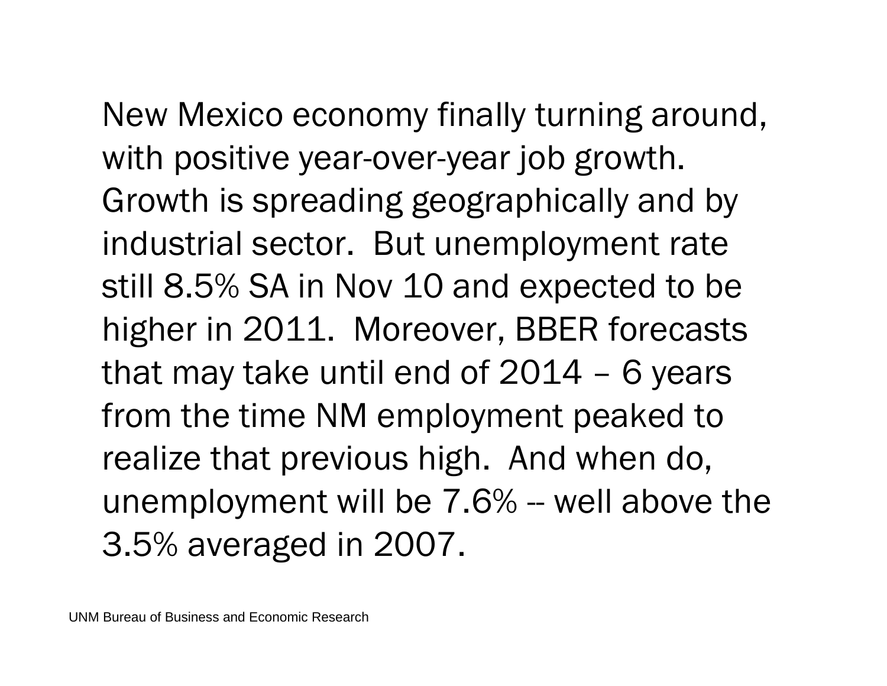New Mexico economy finally turning around, with positive year-over-year job growth. Growth is spreading geographically and by industrial sector. But unemployment rate still 8.5% SA in Nov 10 and expected to be higher in 2011. Moreover, BBER forecasts that may take until end of 2014 – 6 years from the time NM employment peaked to realize that previous high. And when do, unemployment will be 7.6% -- well above the 3.5% averaged in 2007.

UNM Bureau of Business and Economic Research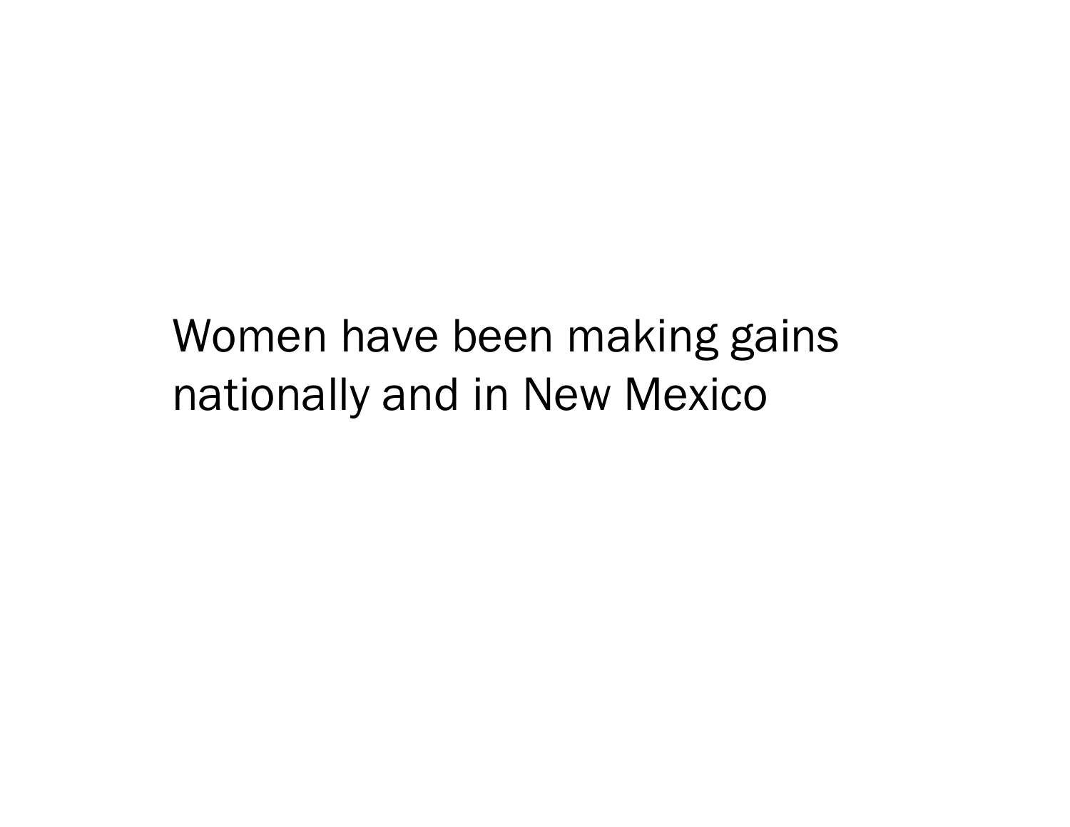Women have been making gains nationally and in New Mexico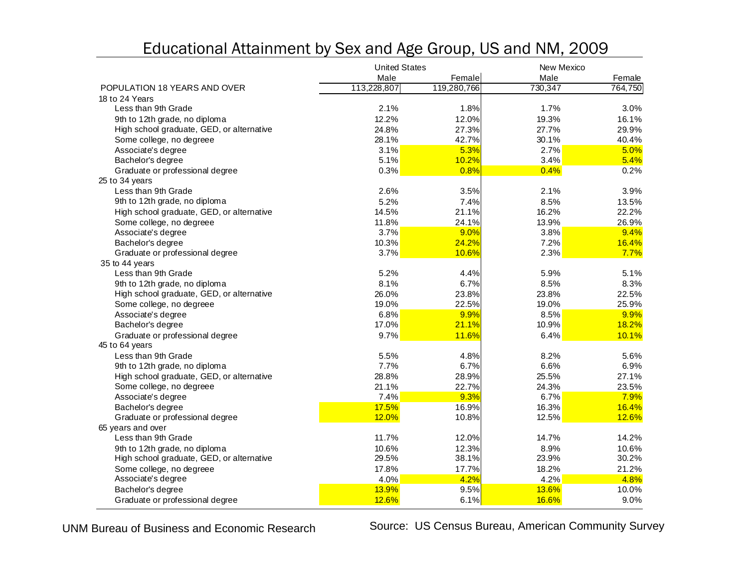# Educational Attainment by Sex and Age Group, US and NM, 2009

| | United States | | New Mexico | |
|---|---|---|---|---|
| | Male | Female | Male | Female |
| POPULATION 18 YEARS AND OVER | 113,228,807 | 119,280,766 | 730,347 | 764,750 |
| **18 to 24 Years** | | | | |
| Less than 9th Grade | 2.1% | 1.8% | 1.7% | 3.0% |
| 9th to 12th grade, no diploma | 12.2% | 12.0% | 19.3% | 16.1% |
| High school graduate, GED, or alternative | 24.8% | 27.3% | 27.7% | 29.9% |
| Some college, no degreee | 28.1% | 42.7% | 30.1% | 40.4% |
| Associate's degree | 3.1% | 5.3% | 2.7% | 5.0% |
| Bachelor's degree | 5.1% | 10.2% | 3.4% | 5.4% |
| Graduate or professional degree | 0.3% | 0.8% | 0.4% | 0.2% |
| **25 to 34 years** | | | | |
| Less than 9th Grade | 2.6% | 3.5% | 2.1% | 3.9% |
| 9th to 12th grade, no diploma | 5.2% | 7.4% | 8.5% | 13.5% |
| High school graduate, GED, or alternative | 14.5% | 21.1% | 16.2% | 22.2% |
| Some college, no degreee | 11.8% | 24.1% | 13.9% | 26.9% |
| Associate's degree | 3.7% | 9.0% | 3.8% | 9.4% |
| Bachelor's degree | 10.3% | 24.2% | 7.2% | 16.4% |
| Graduate or professional degree | 3.7% | 10.6% | 2.3% | 7.7% |
| **35 to 44 years** | | | | |
| Less than 9th Grade | 5.2% | 4.4% | 5.9% | 5.1% |
| 9th to 12th grade, no diploma | 8.1% | 6.7% | 8.5% | 8.3% |
| High school graduate, GED, or alternative | 26.0% | 23.8% | 23.8% | 22.5% |
| Some college, no degreee | 19.0% | 22.5% | 19.0% | 25.9% |
| Associate's degree | 6.8% | 9.9% | 8.5% | 9.9% |
| Bachelor's degree | 17.0% | 21.1% | 10.9% | 18.2% |
| Graduate or professional degree | 9.7% | 11.6% | 6.4% | 10.1% |
| **45 to 64 years** | | | | |
| Less than 9th Grade | 5.5% | 4.8% | 8.2% | 5.6% |
| 9th to 12th grade, no diploma | 7.7% | 6.7% | 6.6% | 6.9% |
| High school graduate, GED, or alternative | 28.8% | 28.9% | 25.5% | 27.1% |
| Some college, no degreee | 21.1% | 22.7% | 24.3% | 23.5% |
| Associate's degree | 7.4% | 9.3% | 6.7% | 7.9% |
| Bachelor's degree | 17.5% | 16.9% | 16.3% | 16.4% |
| Graduate or professional degree | 12.0% | 10.8% | 12.5% | 12.6% |
| **65 years and over** | | | | |
| Less than 9th Grade | 11.7% | 12.0% | 14.7% | 14.2% |
| 9th to 12th grade, no diploma | 10.6% | 12.3% | 8.9% | 10.6% |
| High school graduate, GED, or alternative | 29.5% | 38.1% | 23.9% | 30.2% |
| Some college, no degreee | 17.8% | 17.7% | 18.2% | 21.2% |
| Associate's degree | 4.0% | 4.2% | 4.2% | 4.8% |
| Bachelor's degree | 13.9% | 9.5% | 13.6% | 10.0% |
| Graduate or professional degree | 12.6% | 6.1% | 16.6% | 9.0% |

UNM Bureau of Business and Economic Research

Source: US Census Bureau, American Community Survey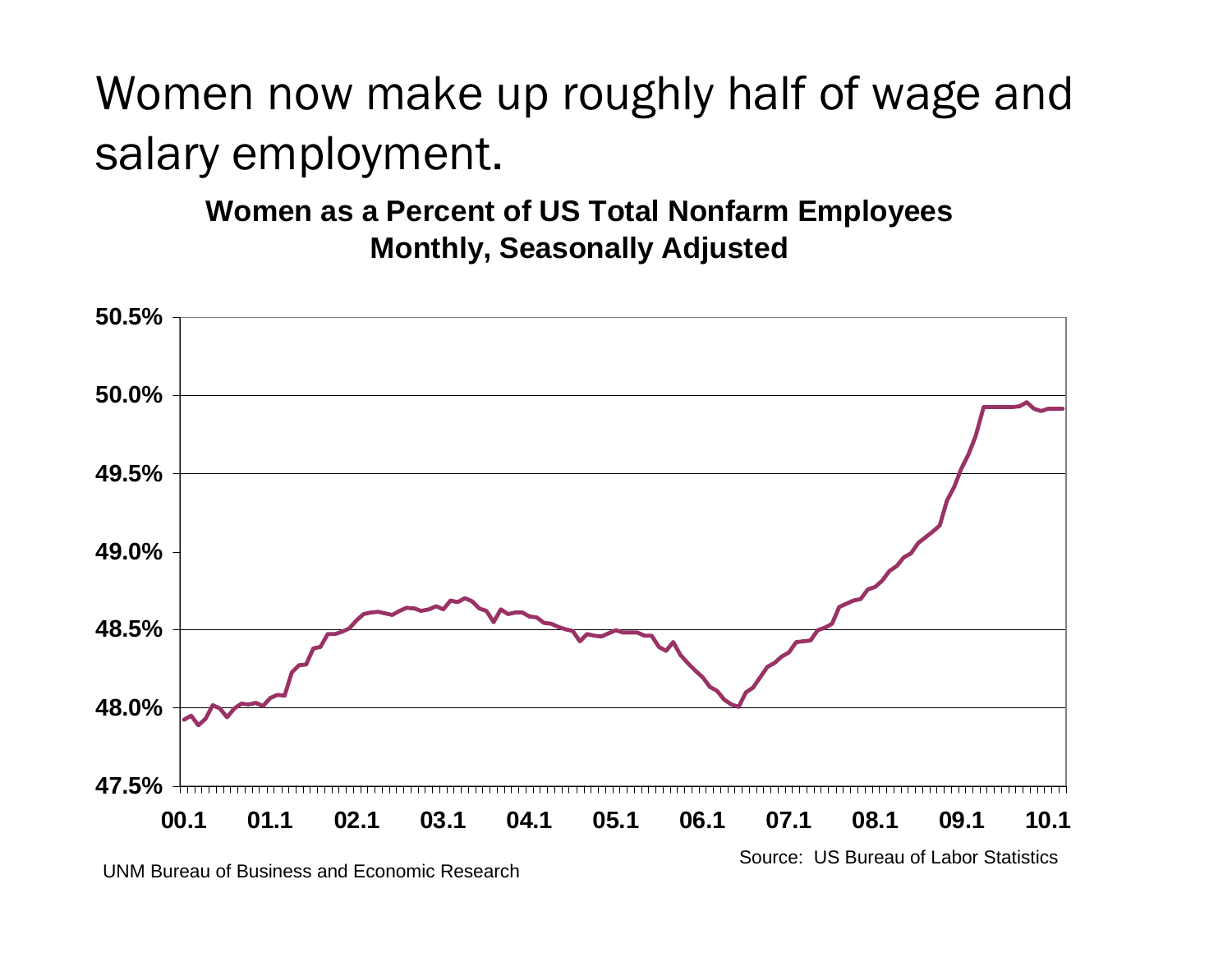# Women now make up roughly half of wage and salary employment.

**Women as a Percent of US Total Nonfarm Employees**
**Monthly, Seasonally Adjusted**

50.5%
50.0%
49.5%
49.0%
48.5%
48.0%
47.5%

00.1 01.1 02.1 03.1 04.1 05.1 06.1 07.1 08.1 09.1 10.1

Source: US Bureau of Labor Statistics

UNM Bureau of Business and Economic Research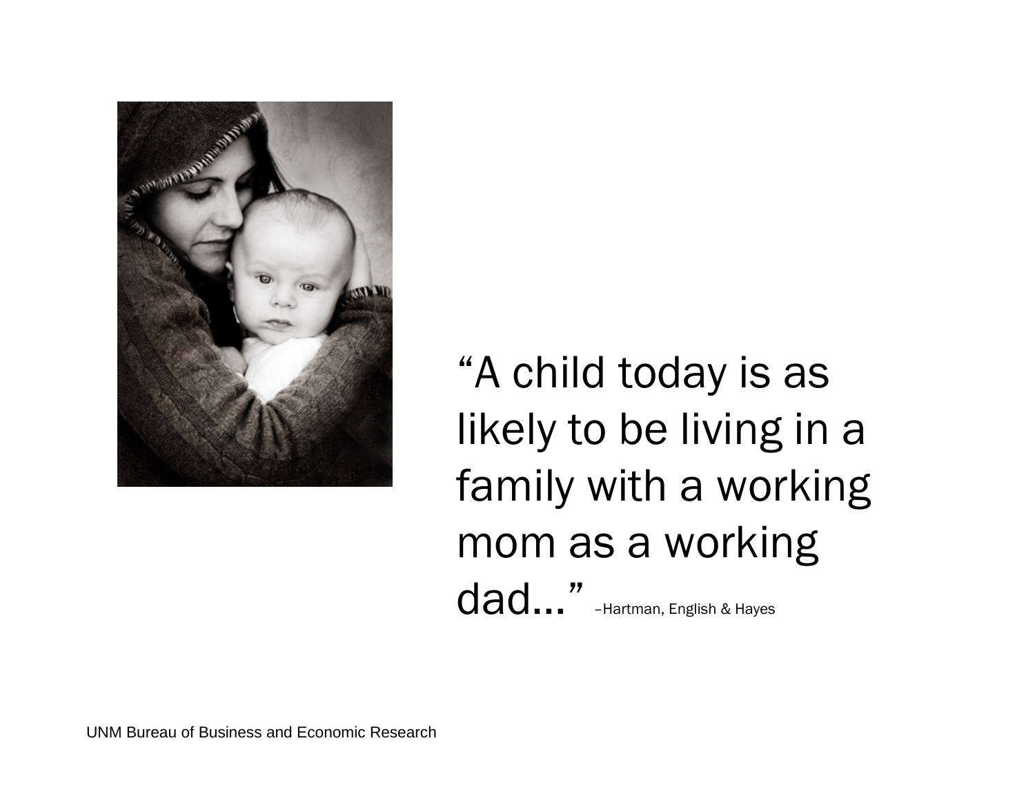"A child today is as likely to be living in a family with a working mom as a working dad…" –Hartman, English & Hayes

UNM Bureau of Business and Economic Research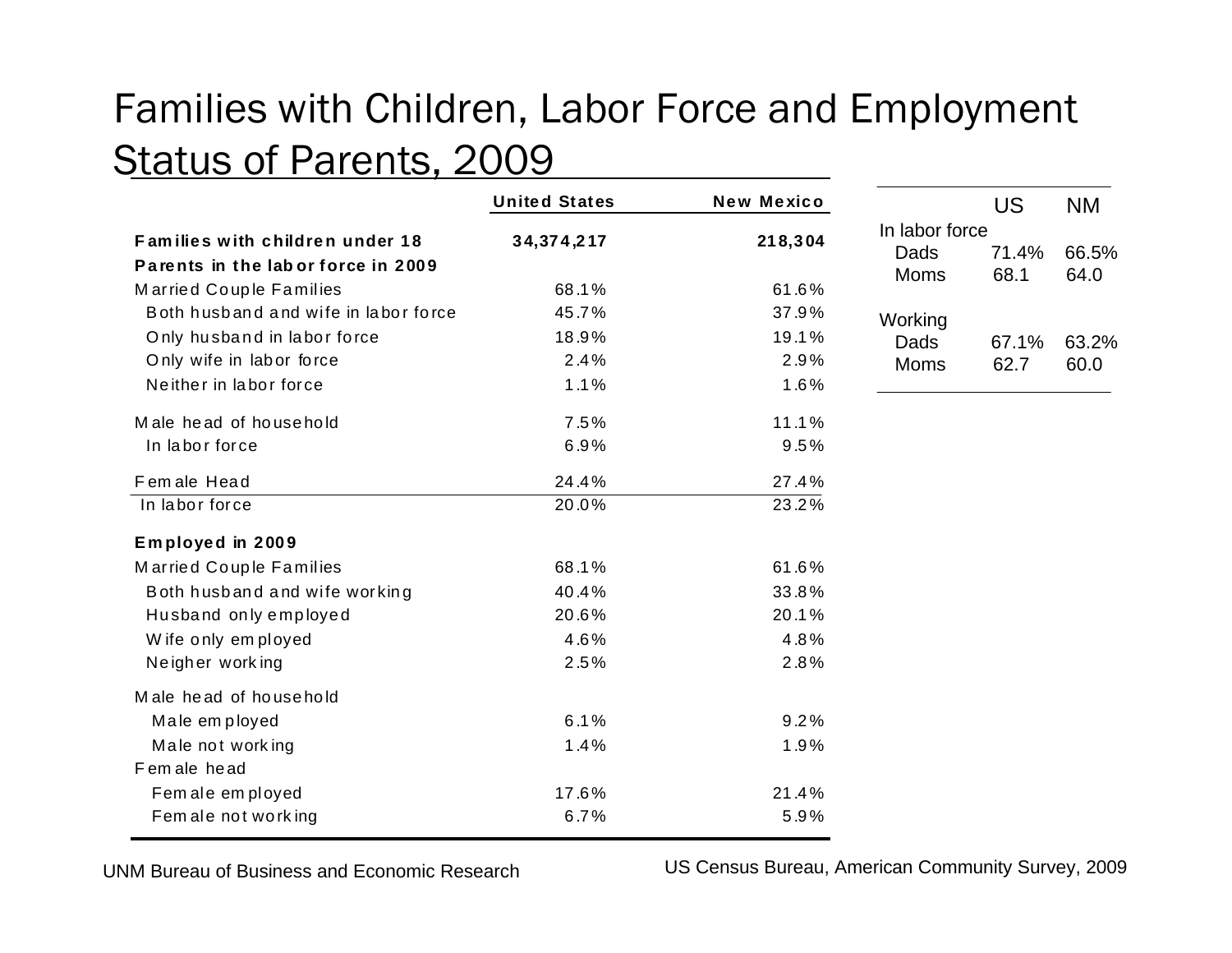# Families with Children, Labor Force and Employment Status of Parents, 2009

| | United States | New Mexico |
|---|---|---|
| **Families with children under 18** | **34,374,217** | **218,304** |
| **Parents in the labor force in 2009** | | |
| Married Couple Families | 68.1% | 61.6% |
| Both husband and wife in labor force | 45.7% | 37.9% |
| Only husband in labor force | 18.9% | 19.1% |
| Only wife in labor force | 2.4% | 2.9% |
| Neither in labor force | 1.1% | 1.6% |
| Male head of household | 7.5% | 11.1% |
| In labor force | 6.9% | 9.5% |
| Female Head | 24.4% | 27.4% |
| In labor force | 20.0% | 23.2% |
| **Employed in 2009** | | |
| Married Couple Families | 68.1% | 61.6% |
| Both husband and wife working | 40.4% | 33.8% |
| Husband only employed | 20.6% | 20.1% |
| Wife only employed | 4.6% | 4.8% |
| Neigher working | 2.5% | 2.8% |
| Male head of household | | |
| Male employed | 6.1% | 9.2% |
| Male not working | 1.4% | 1.9% |
| Female head | | |
| Female employed | 17.6% | 21.4% |
| Female not working | 6.7% | 5.9% |

| | US | NM |
|---|---|---|
| In labor force | | |
| Dads | 71.4% | 66.5% |
| Moms | 68.1 | 64.0 |
| Working | | |
| Dads | 67.1% | 63.2% |
| Moms | 62.7 | 60.0 |

UNM Bureau of Business and Economic Research

US Census Bureau, American Community Survey, 2009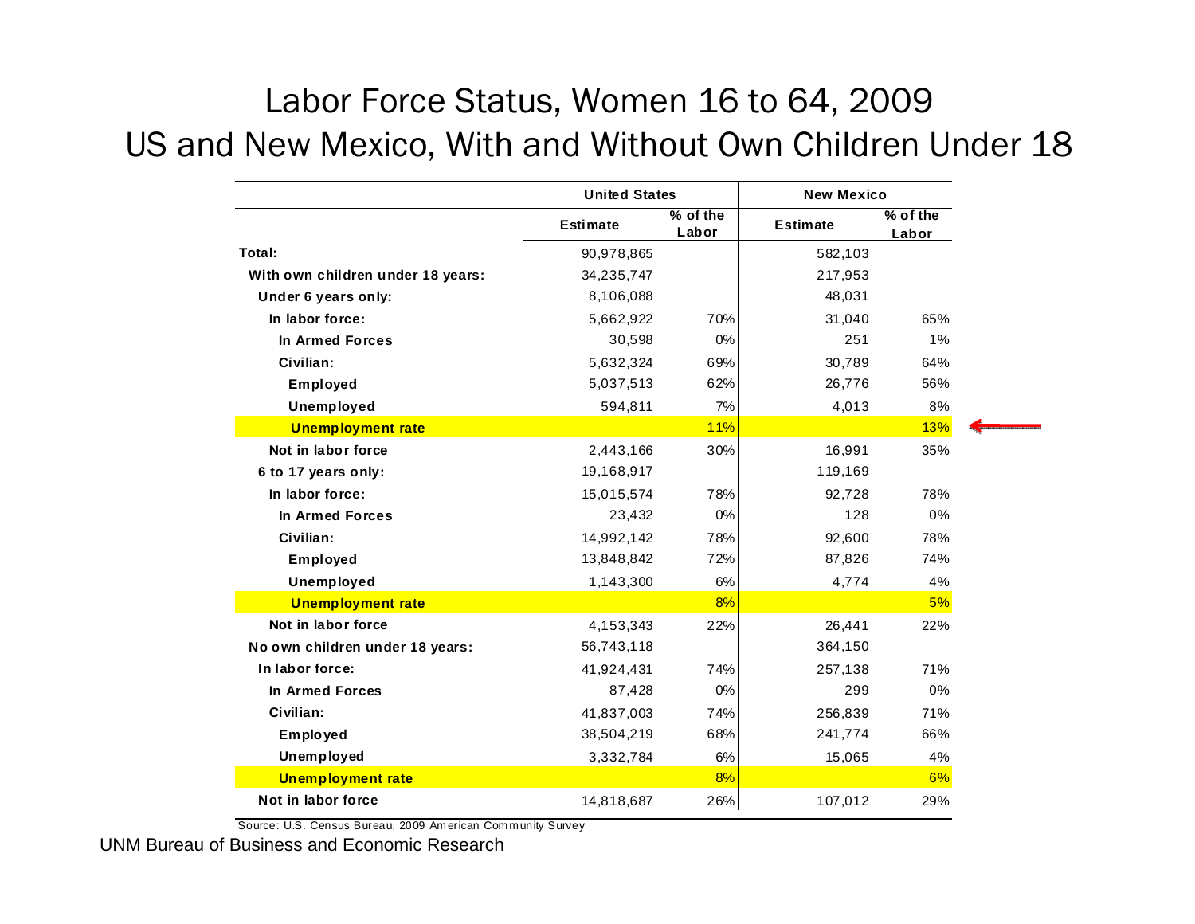# Labor Force Status, Women 16 to 64, 2009
## US and New Mexico, With and Without Own Children Under 18

| | United States | | New Mexico | |
|---|---|---|---|---|
| | **Estimate** | **% of the Labor** | **Estimate** | **% of the Labor** |
| **Total:** | 90,978,865 | | 582,103 | |
| **With own children under 18 years:** | 34,235,747 | | 217,953 | |
| **Under 6 years only:** | 8,106,088 | | 48,031 | |
| **In labor force:** | 5,662,922 | 70% | 31,040 | 65% |
| **In Armed Forces** | 30,598 | 0% | 251 | 1% |
| **Civilian:** | 5,632,324 | 69% | 30,789 | 64% |
| **Employed** | 5,037,513 | 62% | 26,776 | 56% |
| **Unemployed** | 594,811 | 7% | 4,013 | 8% |
| **Unemployment rate** | | 11% | | 13% |
| **Not in labor force** | 2,443,166 | 30% | 16,991 | 35% |
| **6 to 17 years only:** | 19,168,917 | | 119,169 | |
| **In labor force:** | 15,015,574 | 78% | 92,728 | 78% |
| **In Armed Forces** | 23,432 | 0% | 128 | 0% |
| **Civilian:** | 14,992,142 | 78% | 92,600 | 78% |
| **Employed** | 13,848,842 | 72% | 87,826 | 74% |
| **Unemployed** | 1,143,300 | 6% | 4,774 | 4% |
| **Unemployment rate** | | 8% | | 5% |
| **Not in labor force** | 4,153,343 | 22% | 26,441 | 22% |
| **No own children under 18 years:** | 56,743,118 | | 364,150 | |
| **In labor force:** | 41,924,431 | 74% | 257,138 | 71% |
| **In Armed Forces** | 87,428 | 0% | 299 | 0% |
| **Civilian:** | 41,837,003 | 74% | 256,839 | 71% |
| **Employed** | 38,504,219 | 68% | 241,774 | 66% |
| **Unemployed** | 3,332,784 | 6% | 15,065 | 4% |
| **Unemployment rate** | | 8% | | 6% |
| **Not in labor force** | 14,818,687 | 26% | 107,012 | 29% |

Source: U.S. Census Bureau, 2009 American Community Survey

UNM Bureau of Business and Economic Research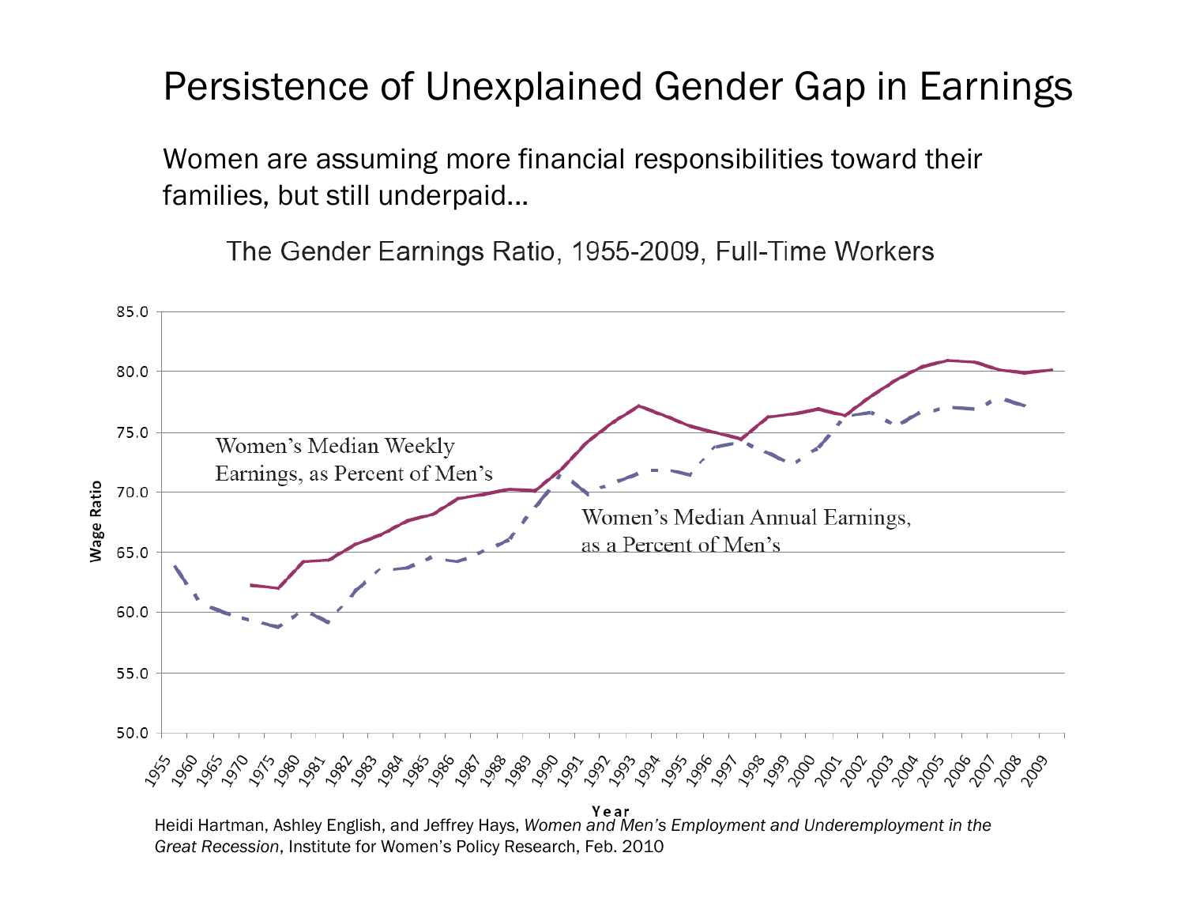# Persistence of Unexplained Gender Gap in Earnings

Women are assuming more financial responsibilities toward their families, but still underpaid…

The Gender Earnings Ratio, 1955-2009, Full-Time Workers

Heidi Hartman, Ashley English, and Jeffrey Hays, *Women and Men's Employment and Underemployment in the Great Recession*, Institute for Women's Policy Research, Feb. 2010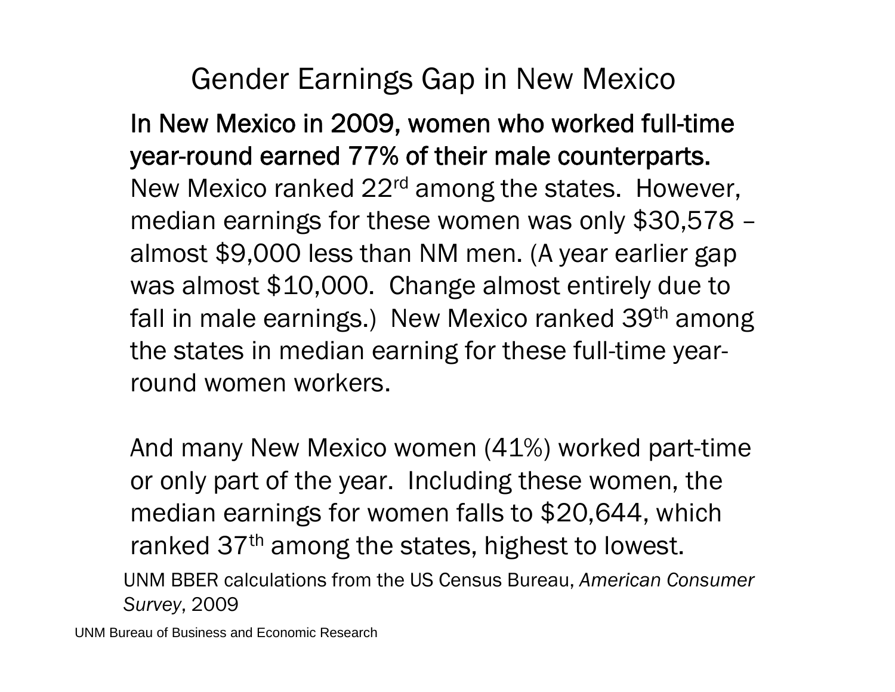# Gender Earnings Gap in New Mexico

**In New Mexico in 2009, women who worked full-time year-round earned 77% of their male counterparts.** New Mexico ranked 22rd among the states. However, median earnings for these women was only \$30,578 – almost \$9,000 less than NM men. (A year earlier gap was almost \$10,000. Change almost entirely due to fall in male earnings.) New Mexico ranked 39th among the states in median earning for these full-time year-round women workers.

And many New Mexico women (41%) worked part-time or only part of the year. Including these women, the median earnings for women falls to \$20,644, which ranked 37th among the states, highest to lowest.

UNM BBER calculations from the US Census Bureau, *American Consumer Survey*, 2009

UNM Bureau of Business and Economic Research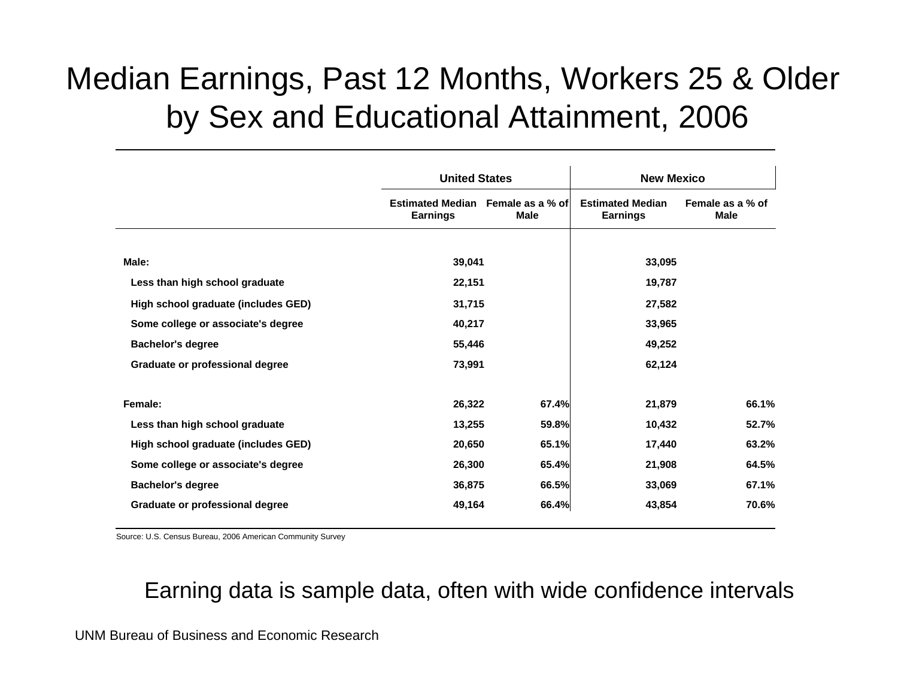# Median Earnings, Past 12 Months, Workers 25 & Older by Sex and Educational Attainment, 2006

| | United States | | New Mexico | |
|---|---|---|---|---|
| | Estimated Median Earnings | Female as a % of Male | Estimated Median Earnings | Female as a % of Male |
| **Male:** | 39,041 | | 33,095 | |
| Less than high school graduate | 22,151 | | 19,787 | |
| High school graduate (includes GED) | 31,715 | | 27,582 | |
| Some college or associate's degree | 40,217 | | 33,965 | |
| Bachelor's degree | 55,446 | | 49,252 | |
| Graduate or professional degree | 73,991 | | 62,124 | |
| **Female:** | 26,322 | 67.4% | 21,879 | 66.1% |
| Less than high school graduate | 13,255 | 59.8% | 10,432 | 52.7% |
| High school graduate (includes GED) | 20,650 | 65.1% | 17,440 | 63.2% |
| Some college or associate's degree | 26,300 | 65.4% | 21,908 | 64.5% |
| Bachelor's degree | 36,875 | 66.5% | 33,069 | 67.1% |
| Graduate or professional degree | 49,164 | 66.4% | 43,854 | 70.6% |

Source: U.S. Census Bureau, 2006 American Community Survey

Earning data is sample data, often with wide confidence intervals

UNM Bureau of Business and Economic Research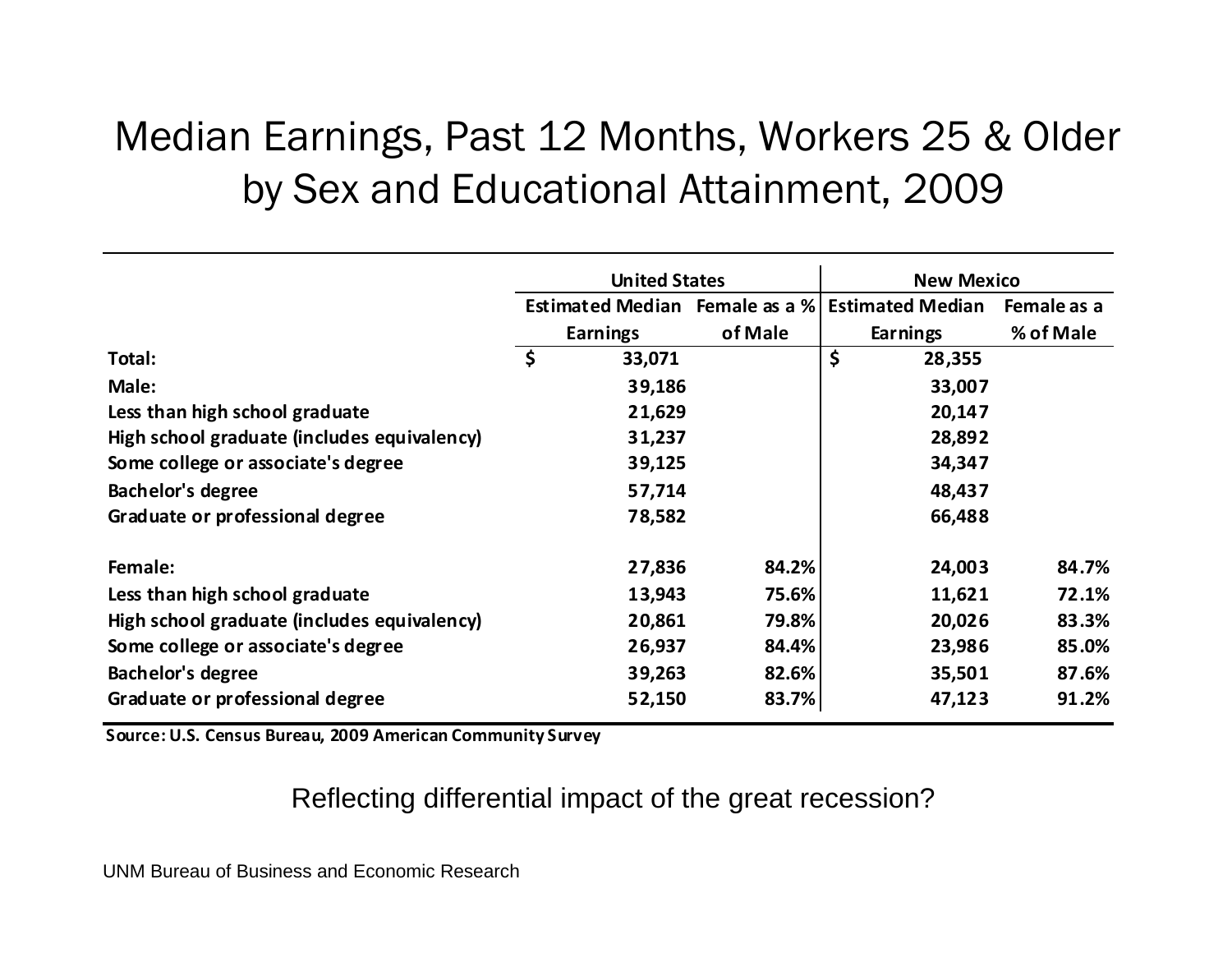# Median Earnings, Past 12 Months, Workers 25 & Older by Sex and Educational Attainment, 2009

| | United States | | New Mexico | |
|---|---|---|---|---|
| | Estimated Median Earnings | Female as a % of Male | Estimated Median Earnings | Female as a % of Male |
| **Total:** | $ 33,071 | | $ 28,355 | |
| **Male:** | 39,186 | | 33,007 | |
| **Less than high school graduate** | 21,629 | | 20,147 | |
| **High school graduate (includes equivalency)** | 31,237 | | 28,892 | |
| **Some college or associate's degree** | 39,125 | | 34,347 | |
| **Bachelor's degree** | 57,714 | | 48,437 | |
| **Graduate or professional degree** | 78,582 | | 66,488 | |
| **Female:** | 27,836 | 84.2% | 24,003 | 84.7% |
| **Less than high school graduate** | 13,943 | 75.6% | 11,621 | 72.1% |
| **High school graduate (includes equivalency)** | 20,861 | 79.8% | 20,026 | 83.3% |
| **Some college or associate's degree** | 26,937 | 84.4% | 23,986 | 85.0% |
| **Bachelor's degree** | 39,263 | 82.6% | 35,501 | 87.6% |
| **Graduate or professional degree** | 52,150 | 83.7% | 47,123 | 91.2% |

**Source: U.S. Census Bureau, 2009 American Community Survey**

Reflecting differential impact of the great recession?

UNM Bureau of Business and Economic Research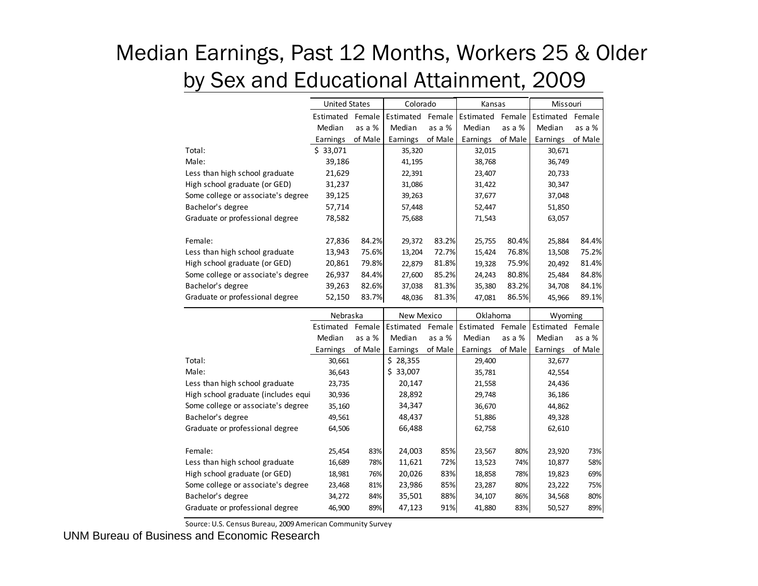# Median Earnings, Past 12 Months, Workers 25 & Older by Sex and Educational Attainment, 2009

| | United States | | Colorado | | Kansas | | Missouri | |
|---|---|---|---|---|---|---|---|---|
| | Estimated Median Earnings | Female as a % of Male | Estimated Median Earnings | Female as a % of Male | Estimated Median Earnings | Female as a % of Male | Estimated Median Earnings | Female as a % of Male |
| Total: | $ 33,071 | | 35,320 | | 32,015 | | 30,671 | |
| Male: | 39,186 | | 41,195 | | 38,768 | | 36,749 | |
| Less than high school graduate | 21,629 | | 22,391 | | 23,407 | | 20,733 | |
| High school graduate (or GED) | 31,237 | | 31,086 | | 31,422 | | 30,347 | |
| Some college or associate's degree | 39,125 | | 39,263 | | 37,677 | | 37,048 | |
| Bachelor's degree | 57,714 | | 57,448 | | 52,447 | | 51,850 | |
| Graduate or professional degree | 78,582 | | 75,688 | | 71,543 | | 63,057 | |
| Female: | 27,836 | 84.2% | 29,372 | 83.2% | 25,755 | 80.4% | 25,884 | 84.4% |
| Less than high school graduate | 13,943 | 75.6% | 13,204 | 72.7% | 15,424 | 76.8% | 13,508 | 75.2% |
| High school graduate (or GED) | 20,861 | 79.8% | 22,879 | 81.8% | 19,328 | 75.9% | 20,492 | 81.4% |
| Some college or associate's degree | 26,937 | 84.4% | 27,600 | 85.2% | 24,243 | 80.8% | 25,484 | 84.8% |
| Bachelor's degree | 39,263 | 82.6% | 37,038 | 81.3% | 35,380 | 83.2% | 34,708 | 84.1% |
| Graduate or professional degree | 52,150 | 83.7% | 48,036 | 81.3% | 47,081 | 86.5% | 45,966 | 89.1% |

| | Nebraska | | New Mexico | | Oklahoma | | Wyoming | |
|---|---|---|---|---|---|---|---|---|
| | Estimated Median Earnings | Female as a % of Male | Estimated Median Earnings | Female as a % of Male | Estimated Median Earnings | Female as a % of Male | Estimated Median Earnings | Female as a % of Male |
| Total: | 30,661 | | $ 28,355 | | 29,400 | | 32,677 | |
| Male: | 36,643 | | $ 33,007 | | 35,781 | | 42,554 | |
| Less than high school graduate | 23,735 | | 20,147 | | 21,558 | | 24,436 | |
| High school graduate (includes equi | 30,936 | | 28,892 | | 29,748 | | 36,186 | |
| Some college or associate's degree | 35,160 | | 34,347 | | 36,670 | | 44,862 | |
| Bachelor's degree | 49,561 | | 48,437 | | 51,886 | | 49,328 | |
| Graduate or professional degree | 64,506 | | 66,488 | | 62,758 | | 62,610 | |
| Female: | 25,454 | 83% | 24,003 | 85% | 23,567 | 80% | 23,920 | 73% |
| Less than high school graduate | 16,689 | 78% | 11,621 | 72% | 13,523 | 74% | 10,877 | 58% |
| High school graduate (or GED) | 18,981 | 76% | 20,026 | 83% | 18,858 | 78% | 19,823 | 69% |
| Some college or associate's degree | 23,468 | 81% | 23,986 | 85% | 23,287 | 80% | 23,222 | 75% |
| Bachelor's degree | 34,272 | 84% | 35,501 | 88% | 34,107 | 86% | 34,568 | 80% |
| Graduate or professional degree | 46,900 | 89% | 47,123 | 91% | 41,880 | 83% | 50,527 | 89% |

Source: U.S. Census Bureau, 2009 American Community Survey

UNM Bureau of Business and Economic Research